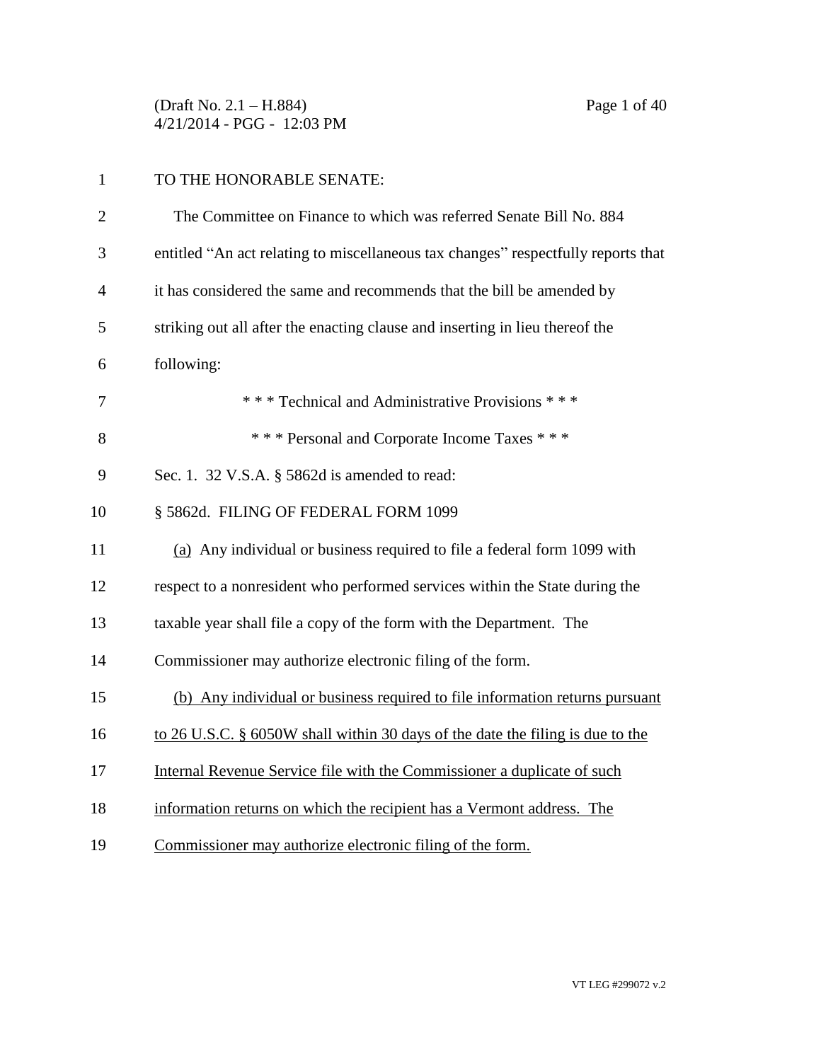TO THE HONORABLE SENATE:

The Committee on Finance to which was referred Senate Bill No. 884 entitled "An act relating to miscellaneous tax changes" respectfully reports that it has considered the same and recommends that the bill be amended by striking out all after the enacting clause and inserting in lieu thereof the following:

\* \* \* Technical and Administrative Provisions \* \* \*

\* \* \* Personal and Corporate Income Taxes \* \* \*

Sec. 1. 32 V.S.A. § 5862d is amended to read:

§ 5862d. FILING OF FEDERAL FORM 1099

(a) Any individual or business required to file a federal form 1099 with respect to a nonresident who performed services within the State during the taxable year shall file a copy of the form with the Department. The Commissioner may authorize electronic filing of the form.

(b) Any individual or business required to file information returns pursuant to 26 U.S.C. § 6050W shall within 30 days of the date the filing is due to the Internal Revenue Service file with the Commissioner a duplicate of such information returns on which the recipient has a Vermont address. The Commissioner may authorize electronic filing of the form.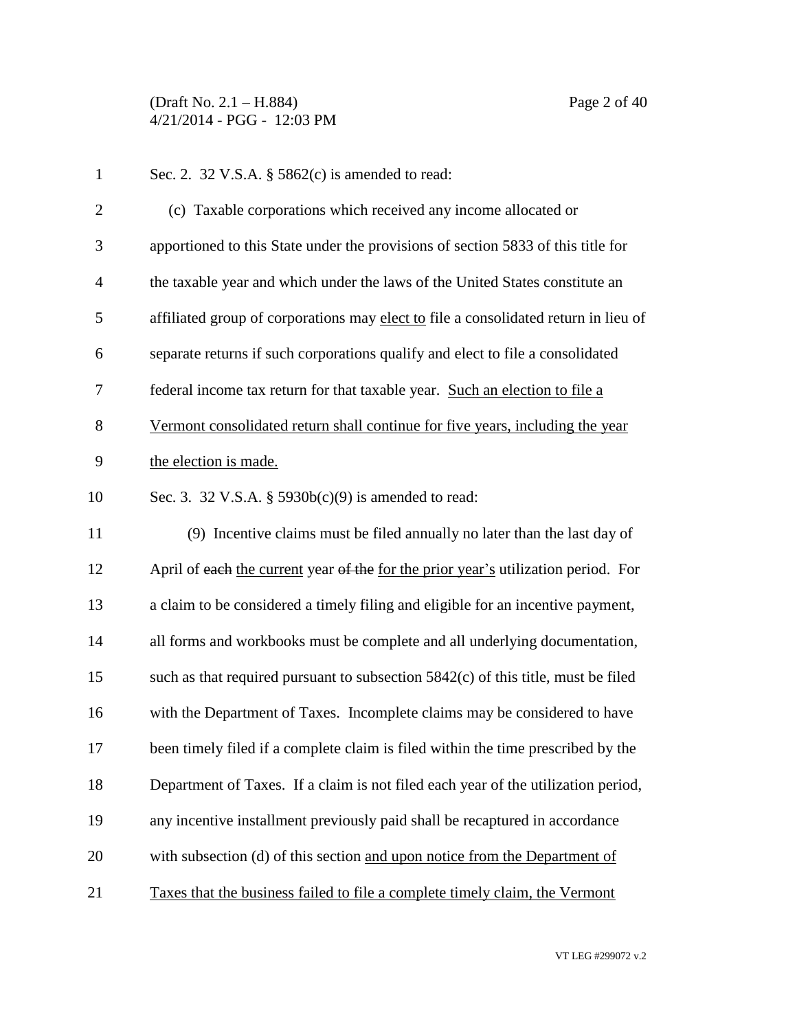Sec. 2. 32 V.S.A. § 5862(c) is amended to read:

(c) Taxable corporations which received any income allocated or apportioned to this State under the provisions of section 5833 of this title for the taxable year and which under the laws of the United States constitute an affiliated group of corporations may <u>elect to</u> file a consolidated return in lieu of separate returns if such corporations qualify and elect to file a consolidated federal income tax return for that taxable year. <u>Such an election to file a Vermont consolidated return shall continue for five years, including the year the election is made.</u>

Sec. 3. 32 V.S.A. § 5930b(c)(9) is amended to read:

(9) Incentive claims must be filed annually no later than the last day of April of ~~each~~ <u>the current</u> year ~~of the~~ <u>for the prior year's</u> utilization period. For a claim to be considered a timely filing and eligible for an incentive payment, all forms and workbooks must be complete and all underlying documentation, such as that required pursuant to subsection 5842(c) of this title, must be filed with the Department of Taxes. Incomplete claims may be considered to have been timely filed if a complete claim is filed within the time prescribed by the Department of Taxes. If a claim is not filed each year of the utilization period, any incentive installment previously paid shall be recaptured in accordance with subsection (d) of this section <u>and upon notice from the Department of Taxes that the business failed to file a complete timely claim, the Vermont</u>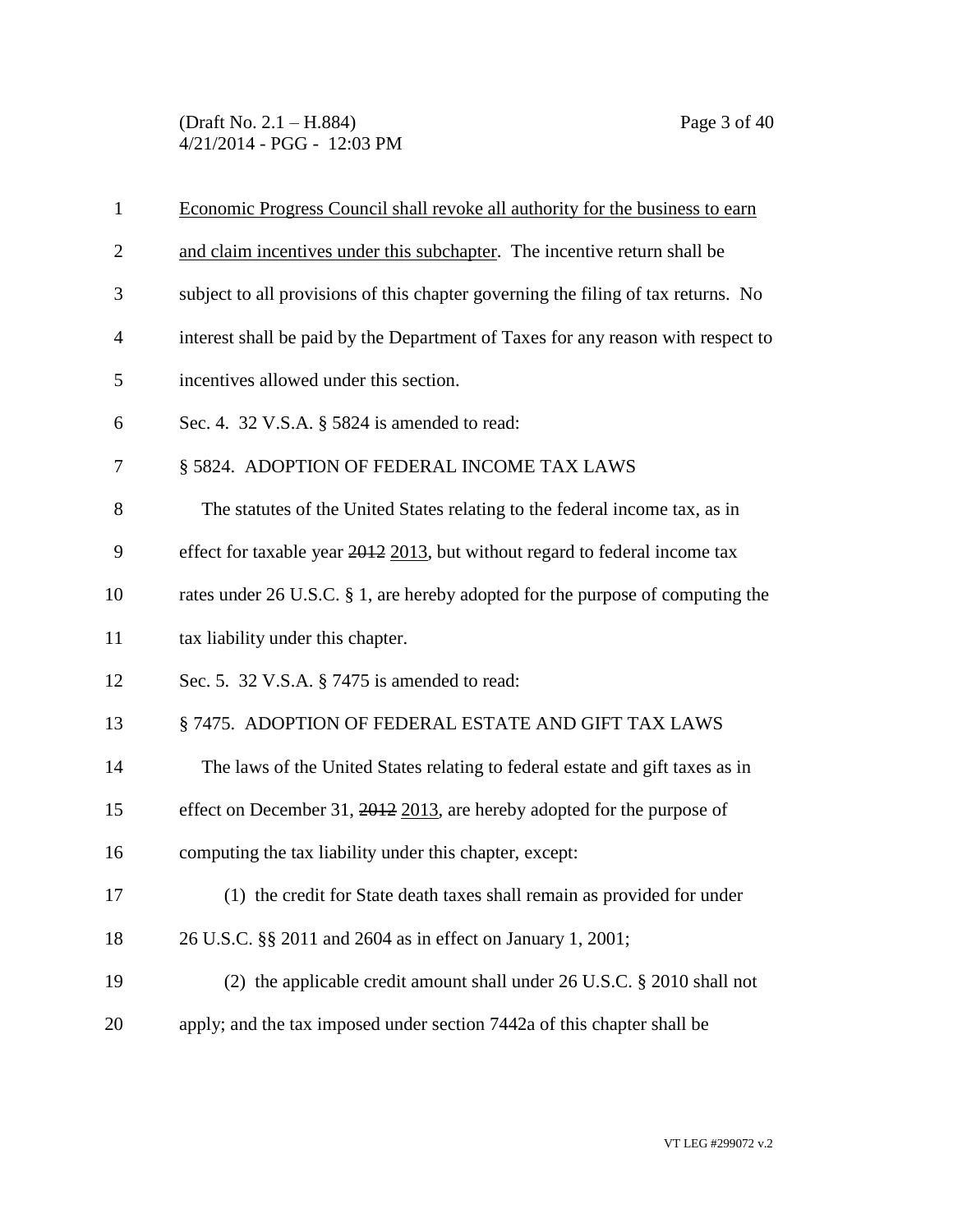Economic Progress Council shall revoke all authority for the business to earn and claim incentives under this subchapter. The incentive return shall be subject to all provisions of this chapter governing the filing of tax returns. No interest shall be paid by the Department of Taxes for any reason with respect to incentives allowed under this section.

Sec. 4. 32 V.S.A. § 5824 is amended to read:

§ 5824. ADOPTION OF FEDERAL INCOME TAX LAWS

The statutes of the United States relating to the federal income tax, as in effect for taxable year ~~2012~~ 2013, but without regard to federal income tax rates under 26 U.S.C. § 1, are hereby adopted for the purpose of computing the tax liability under this chapter.

Sec. 5. 32 V.S.A. § 7475 is amended to read:

§ 7475. ADOPTION OF FEDERAL ESTATE AND GIFT TAX LAWS

The laws of the United States relating to federal estate and gift taxes as in effect on December 31, ~~2012~~ 2013, are hereby adopted for the purpose of computing the tax liability under this chapter, except:

(1) the credit for State death taxes shall remain as provided for under 26 U.S.C. §§ 2011 and 2604 as in effect on January 1, 2001;

(2) the applicable credit amount shall under 26 U.S.C. § 2010 shall not apply; and the tax imposed under section 7442a of this chapter shall be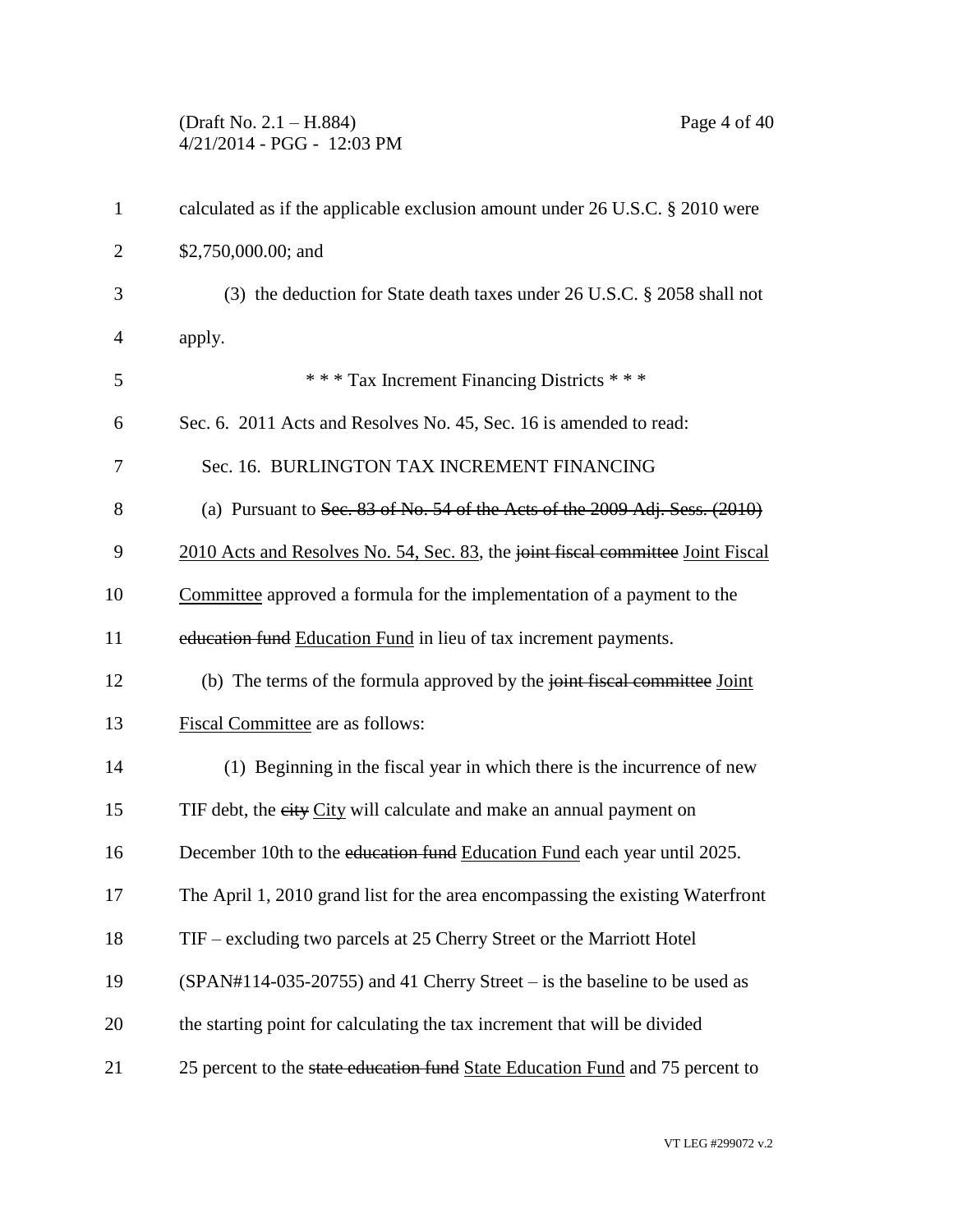calculated as if the applicable exclusion amount under 26 U.S.C. § 2010 were $2,750,000.00; and

(3) the deduction for State death taxes under 26 U.S.C. § 2058 shall not apply.

\* \* \* Tax Increment Financing Districts \* \* \*

Sec. 6. 2011 Acts and Resolves No. 45, Sec. 16 is amended to read:

Sec. 16. BURLINGTON TAX INCREMENT FINANCING

(a) Pursuant to ~~Sec. 83 of No. 54 of the Acts of the 2009 Adj. Sess. (2010)~~ <u>2010 Acts and Resolves No. 54, Sec. 83</u>, the ~~joint fiscal committee~~ <u>Joint Fiscal Committee</u> approved a formula for the implementation of a payment to the ~~education fund~~ <u>Education Fund</u> in lieu of tax increment payments.

(b) The terms of the formula approved by the ~~joint fiscal committee~~ <u>Joint Fiscal Committee</u> are as follows:

(1) Beginning in the fiscal year in which there is the incurrence of new TIF debt, the ~~city~~ <u>City</u> will calculate and make an annual payment on December 10th to the ~~education fund~~ <u>Education Fund</u> each year until 2025. The April 1, 2010 grand list for the area encompassing the existing Waterfront TIF – excluding two parcels at 25 Cherry Street or the Marriott Hotel (SPAN#114-035-20755) and 41 Cherry Street – is the baseline to be used as the starting point for calculating the tax increment that will be divided 25 percent to the ~~state education fund~~ <u>State Education Fund</u> and 75 percent to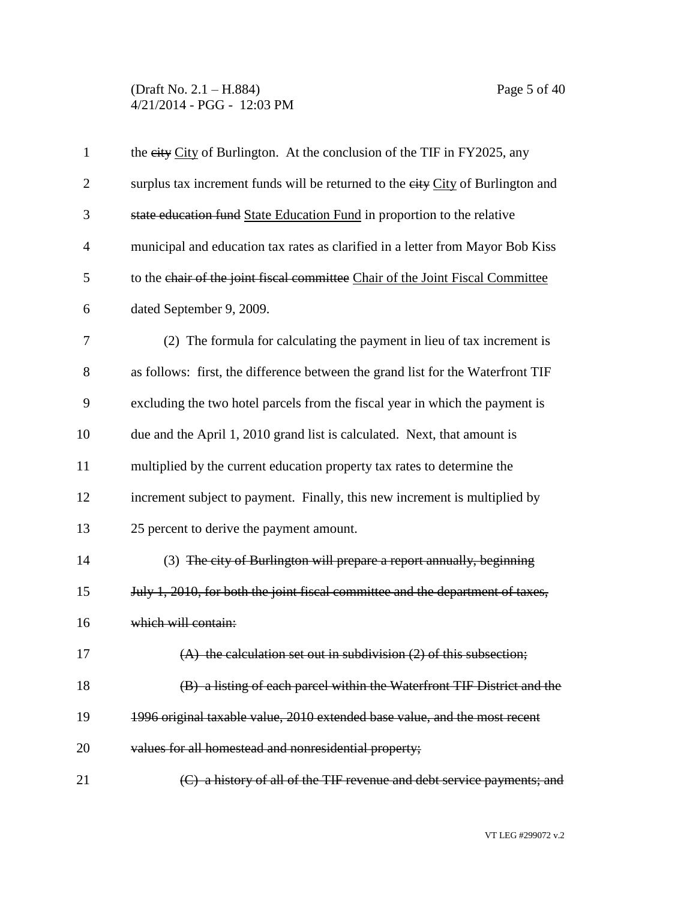the ~~city~~ <u>City</u> of Burlington. At the conclusion of the TIF in FY2025, any surplus tax increment funds will be returned to the ~~city~~ <u>City</u> of Burlington and ~~state education fund~~ <u>State Education Fund</u> in proportion to the relative municipal and education tax rates as clarified in a letter from Mayor Bob Kiss to the ~~chair of the joint fiscal committee~~ <u>Chair of the Joint Fiscal Committee</u> dated September 9, 2009.

(2) The formula for calculating the payment in lieu of tax increment is as follows: first, the difference between the grand list for the Waterfront TIF excluding the two hotel parcels from the fiscal year in which the payment is due and the April 1, 2010 grand list is calculated. Next, that amount is multiplied by the current education property tax rates to determine the increment subject to payment. Finally, this new increment is multiplied by 25 percent to derive the payment amount.

(3) ~~The city of Burlington will prepare a report annually, beginning July 1, 2010, for both the joint fiscal committee and the department of taxes, which will contain:~~

~~(A) the calculation set out in subdivision (2) of this subsection;~~

~~(B) a listing of each parcel within the Waterfront TIF District and the 1996 original taxable value, 2010 extended base value, and the most recent values for all homestead and nonresidential property;~~

~~(C) a history of all of the TIF revenue and debt service payments; and~~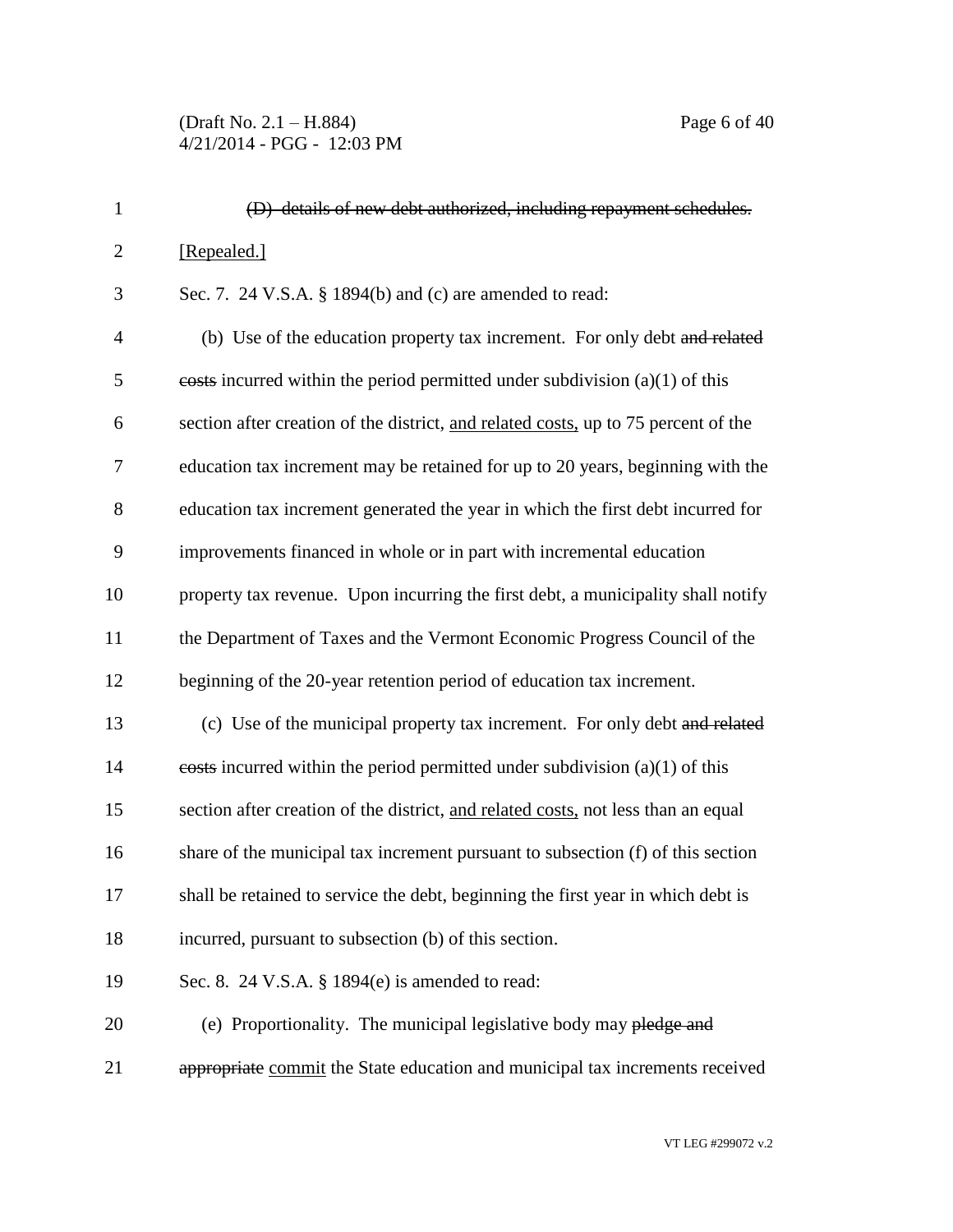~~(D) details of new debt authorized, including repayment schedules.~~ <u>[Repealed.]</u>

Sec. 7. 24 V.S.A. § 1894(b) and (c) are amended to read:

(b) Use of the education property tax increment. For only debt ~~and related costs~~ incurred within the period permitted under subdivision (a)(1) of this section after creation of the district, <u>and related costs,</u> up to 75 percent of the education tax increment may be retained for up to 20 years, beginning with the education tax increment generated the year in which the first debt incurred for improvements financed in whole or in part with incremental education property tax revenue. Upon incurring the first debt, a municipality shall notify the Department of Taxes and the Vermont Economic Progress Council of the beginning of the 20-year retention period of education tax increment.

(c) Use of the municipal property tax increment. For only debt ~~and related costs~~ incurred within the period permitted under subdivision (a)(1) of this section after creation of the district, <u>and related costs,</u> not less than an equal share of the municipal tax increment pursuant to subsection (f) of this section shall be retained to service the debt, beginning the first year in which debt is incurred, pursuant to subsection (b) of this section.

Sec. 8. 24 V.S.A. § 1894(e) is amended to read:

(e) Proportionality. The municipal legislative body may ~~pledge and appropriate~~ <u>commit</u> the State education and municipal tax increments received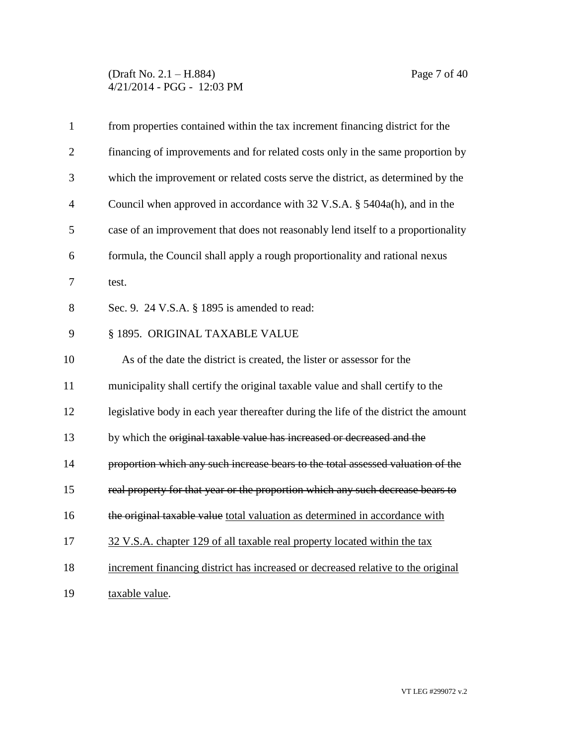from properties contained within the tax increment financing district for the financing of improvements and for related costs only in the same proportion by which the improvement or related costs serve the district, as determined by the Council when approved in accordance with 32 V.S.A. § 5404a(h), and in the case of an improvement that does not reasonably lend itself to a proportionality formula, the Council shall apply a rough proportionality and rational nexus test.

Sec. 9. 24 V.S.A. § 1895 is amended to read:

§ 1895. ORIGINAL TAXABLE VALUE

As of the date the district is created, the lister or assessor for the municipality shall certify the original taxable value and shall certify to the legislative body in each year thereafter during the life of the district the amount by which the ~~original taxable value has increased or decreased and the proportion which any such increase bears to the total assessed valuation of the real property for that year or the proportion which any such decrease bears to the original taxable value~~ total valuation as determined in accordance with 32 V.S.A. chapter 129 of all taxable real property located within the tax increment financing district has increased or decreased relative to the original taxable value.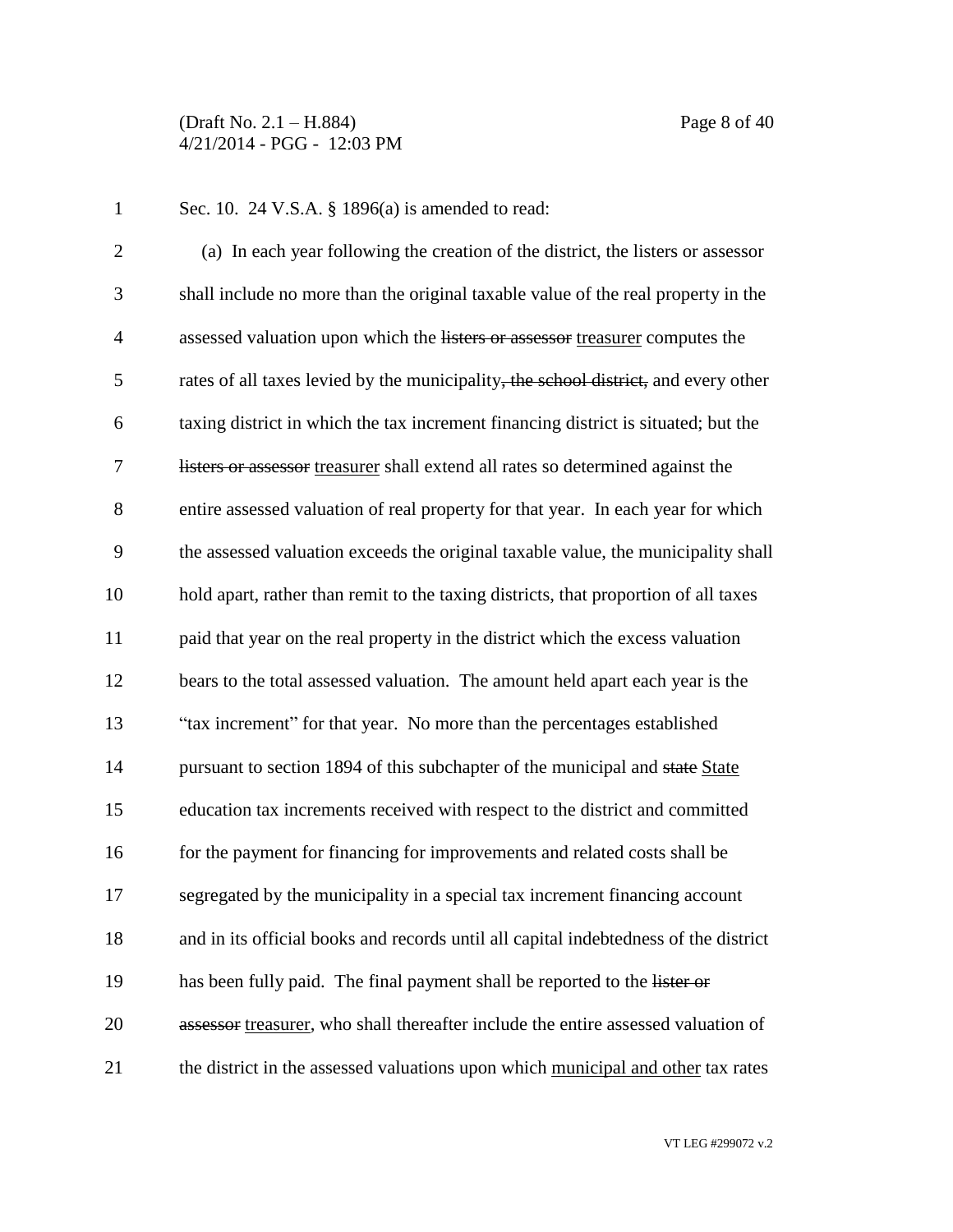Sec. 10. 24 V.S.A. § 1896(a) is amended to read:

(a) In each year following the creation of the district, the listers or assessor shall include no more than the original taxable value of the real property in the assessed valuation upon which the ~~listers or assessor~~ treasurer computes the rates of all taxes levied by the municipality~~, the school district,~~ and every other taxing district in which the tax increment financing district is situated; but the ~~listers or assessor~~ treasurer shall extend all rates so determined against the entire assessed valuation of real property for that year. In each year for which the assessed valuation exceeds the original taxable value, the municipality shall hold apart, rather than remit to the taxing districts, that proportion of all taxes paid that year on the real property in the district which the excess valuation bears to the total assessed valuation. The amount held apart each year is the "tax increment" for that year. No more than the percentages established pursuant to section 1894 of this subchapter of the municipal and ~~state~~ State education tax increments received with respect to the district and committed for the payment for financing for improvements and related costs shall be segregated by the municipality in a special tax increment financing account and in its official books and records until all capital indebtedness of the district has been fully paid. The final payment shall be reported to the ~~lister or assessor~~ treasurer, who shall thereafter include the entire assessed valuation of the district in the assessed valuations upon which municipal and other tax rates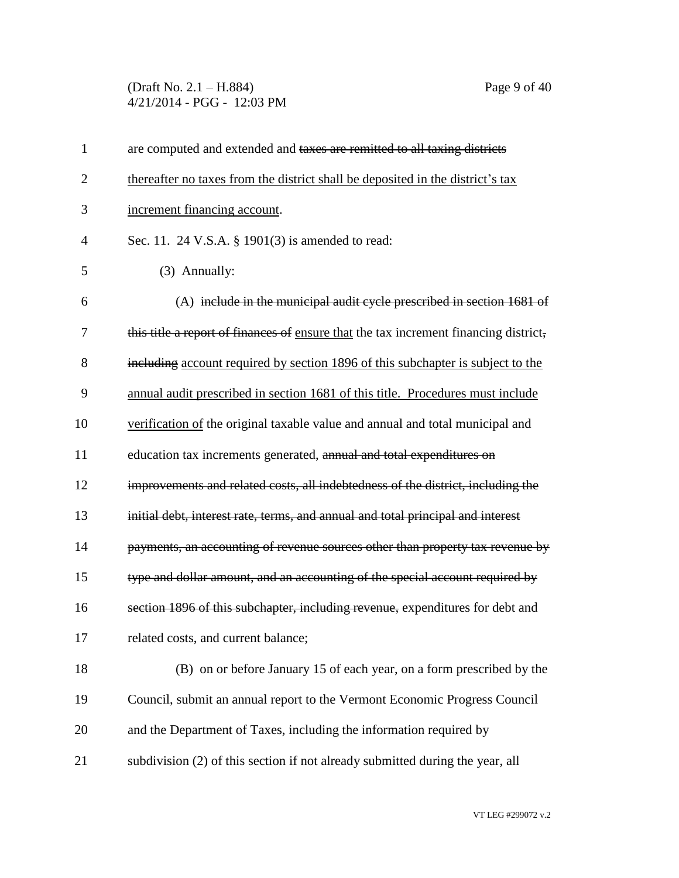are computed and extended and ~~taxes are remitted to all taxing districts~~ thereafter no taxes from the district shall be deposited in the district's tax increment financing account.

Sec. 11. 24 V.S.A. § 1901(3) is amended to read:

(3) Annually:

(A) ~~include in the municipal audit cycle prescribed in section 1681 of this title a report of finances of~~ ensure that the tax increment financing district~~,~~ ~~including~~ account required by section 1896 of this subchapter is subject to the annual audit prescribed in section 1681 of this title. Procedures must include verification of the original taxable value and annual and total municipal and education tax increments generated, ~~annual and total expenditures on improvements and related costs, all indebtedness of the district, including the initial debt, interest rate, terms, and annual and total principal and interest payments, an accounting of revenue sources other than property tax revenue by type and dollar amount, and an accounting of the special account required by section 1896 of this subchapter, including revenue,~~ expenditures for debt and related costs, and current balance;

(B) on or before January 15 of each year, on a form prescribed by the Council, submit an annual report to the Vermont Economic Progress Council and the Department of Taxes, including the information required by subdivision (2) of this section if not already submitted during the year, all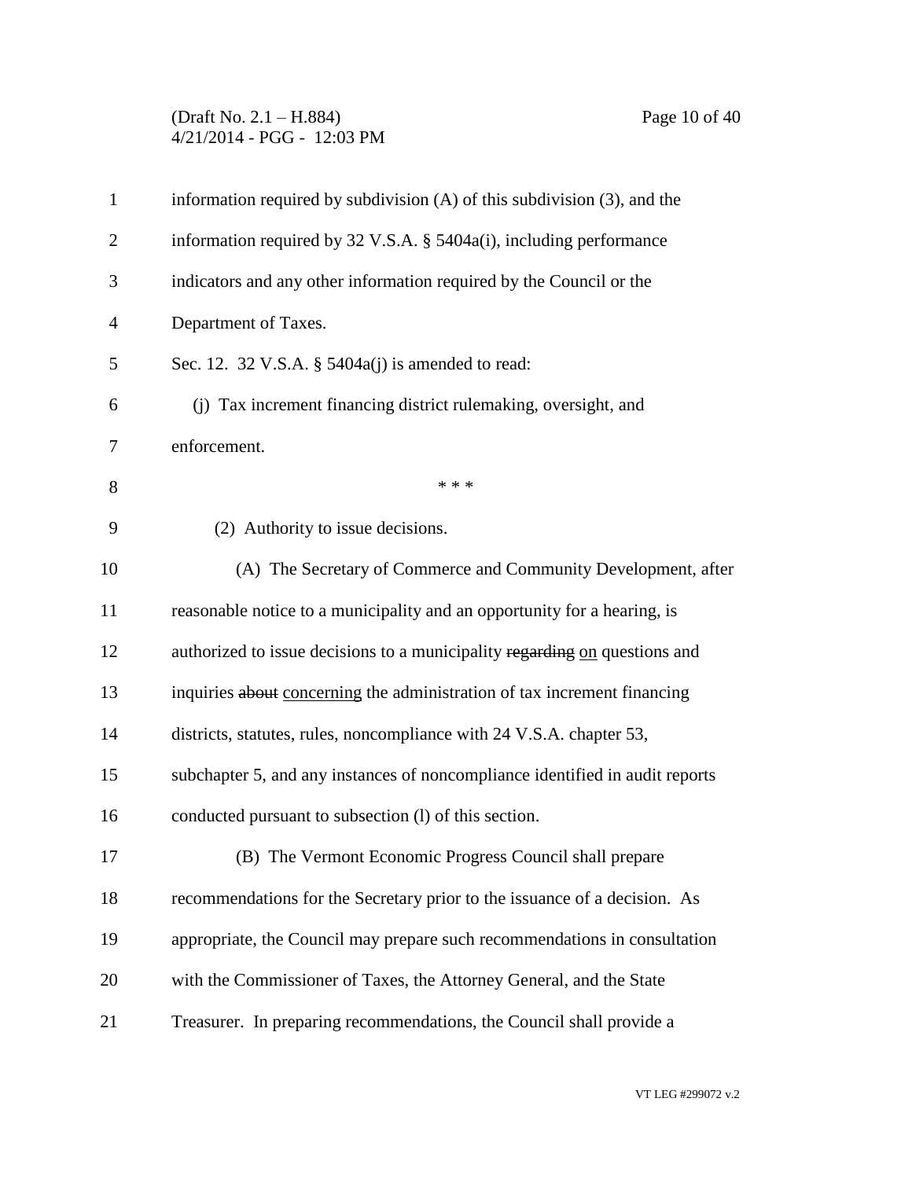information required by subdivision (A) of this subdivision (3), and the information required by 32 V.S.A. § 5404a(i), including performance indicators and any other information required by the Council or the Department of Taxes.

Sec. 12. 32 V.S.A. § 5404a(j) is amended to read:

(j) Tax increment financing district rulemaking, oversight, and enforcement.

\* \* \*

(2) Authority to issue decisions.

(A) The Secretary of Commerce and Community Development, after reasonable notice to a municipality and an opportunity for a hearing, is authorized to issue decisions to a municipality ~~regarding~~ <u>on</u> questions and inquiries ~~about~~ <u>concerning</u> the administration of tax increment financing districts, statutes, rules, noncompliance with 24 V.S.A. chapter 53, subchapter 5, and any instances of noncompliance identified in audit reports conducted pursuant to subsection (l) of this section.

(B) The Vermont Economic Progress Council shall prepare recommendations for the Secretary prior to the issuance of a decision. As appropriate, the Council may prepare such recommendations in consultation with the Commissioner of Taxes, the Attorney General, and the State Treasurer. In preparing recommendations, the Council shall provide a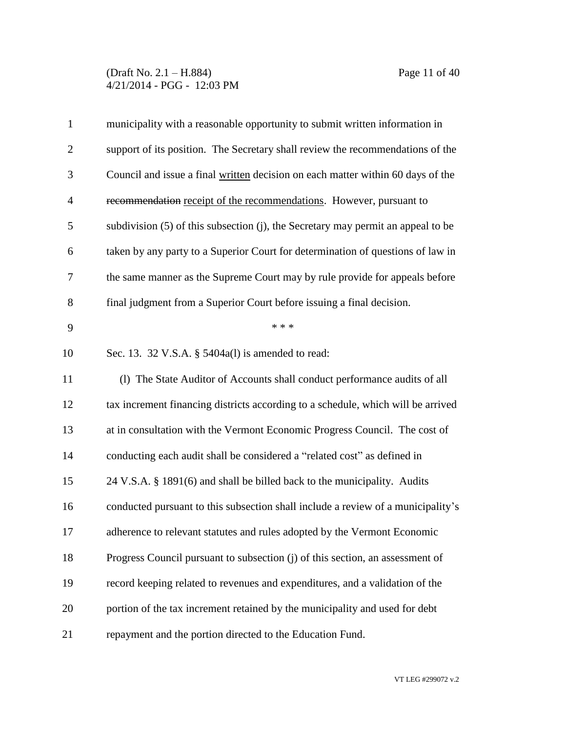municipality with a reasonable opportunity to submit written information in support of its position. The Secretary shall review the recommendations of the Council and issue a final <u>written</u> decision on each matter within 60 days of the ~~recommendation~~ <u>receipt of the recommendations</u>. However, pursuant to subdivision (5) of this subsection (j), the Secretary may permit an appeal to be taken by any party to a Superior Court for determination of questions of law in the same manner as the Supreme Court may by rule provide for appeals before final judgment from a Superior Court before issuing a final decision.

\* \* \*

Sec. 13. 32 V.S.A. § 5404a(l) is amended to read:

(l) The State Auditor of Accounts shall conduct performance audits of all tax increment financing districts according to a schedule, which will be arrived at in consultation with the Vermont Economic Progress Council. The cost of conducting each audit shall be considered a "related cost" as defined in 24 V.S.A. § 1891(6) and shall be billed back to the municipality. Audits conducted pursuant to this subsection shall include a review of a municipality's adherence to relevant statutes and rules adopted by the Vermont Economic Progress Council pursuant to subsection (j) of this section, an assessment of record keeping related to revenues and expenditures, and a validation of the portion of the tax increment retained by the municipality and used for debt repayment and the portion directed to the Education Fund.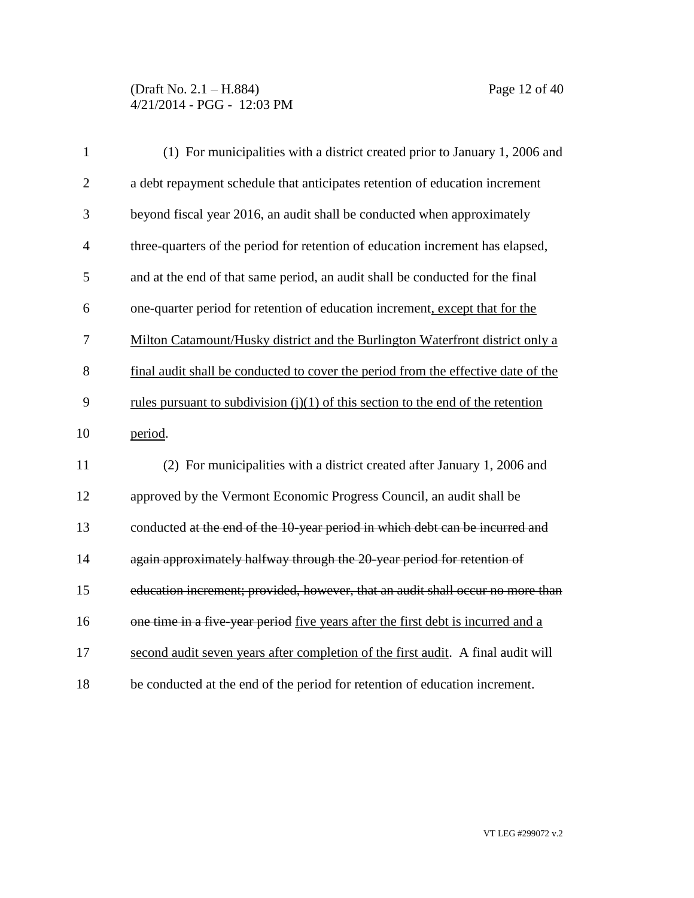(1) For municipalities with a district created prior to January 1, 2006 and a debt repayment schedule that anticipates retention of education increment beyond fiscal year 2016, an audit shall be conducted when approximately three-quarters of the period for retention of education increment has elapsed, and at the end of that same period, an audit shall be conducted for the final one-quarter period for retention of education increment<u>, except that for the Milton Catamount/Husky district and the Burlington Waterfront district only a final audit shall be conducted to cover the period from the effective date of the rules pursuant to subdivision (j)(1) of this section to the end of the retention period</u>.

(2) For municipalities with a district created after January 1, 2006 and approved by the Vermont Economic Progress Council, an audit shall be conducted ~~at the end of the 10-year period in which debt can be incurred and again approximately halfway through the 20-year period for retention of education increment; provided, however, that an audit shall occur no more than one time in a five-year period~~ <u>five years after the first debt is incurred and a second audit seven years after completion of the first audit</u>. A final audit will be conducted at the end of the period for retention of education increment.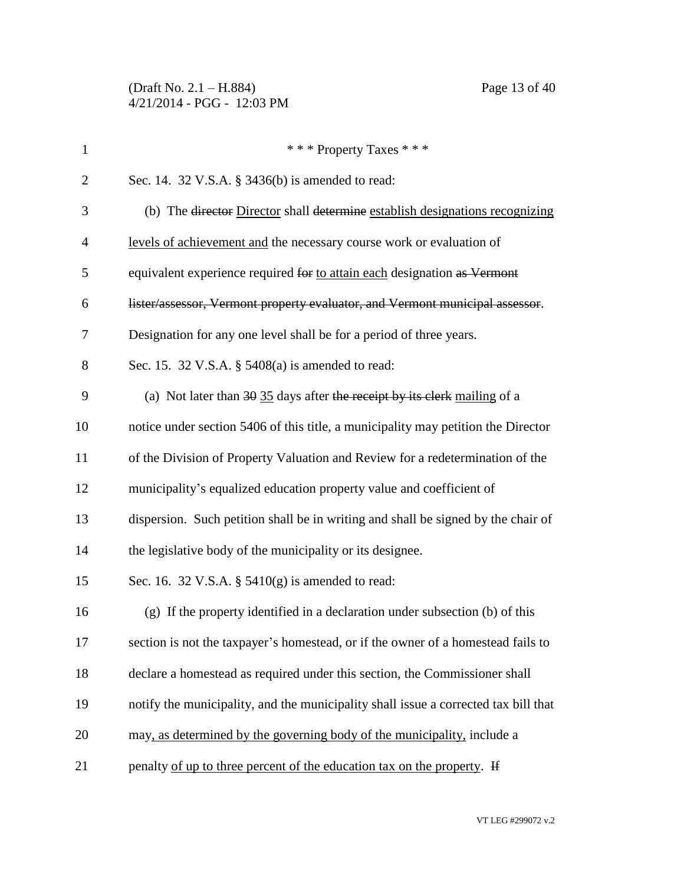\* \* \* Property Taxes \* \* \*

Sec. 14. 32 V.S.A. § 3436(b) is amended to read:

(b) The ~~director~~ <u>Director</u> shall ~~determine~~ <u>establish designations recognizing levels of achievement and</u> the necessary course work or evaluation of equivalent experience required ~~for~~ <u>to attain each</u> designation ~~as Vermont lister/assessor, Vermont property evaluator, and Vermont municipal assessor~~. Designation for any one level shall be for a period of three years.

Sec. 15. 32 V.S.A. § 5408(a) is amended to read:

(a) Not later than ~~30~~ <u>35</u> days after ~~the receipt by its clerk~~ <u>mailing</u> of a notice under section 5406 of this title, a municipality may petition the Director of the Division of Property Valuation and Review for a redetermination of the municipality's equalized education property value and coefficient of dispersion. Such petition shall be in writing and shall be signed by the chair of the legislative body of the municipality or its designee.

Sec. 16. 32 V.S.A. § 5410(g) is amended to read:

(g) If the property identified in a declaration under subsection (b) of this section is not the taxpayer's homestead, or if the owner of a homestead fails to declare a homestead as required under this section, the Commissioner shall notify the municipality, and the municipality shall issue a corrected tax bill that may<u>, as determined by the governing body of the municipality,</u> include a penalty <u>of up to three percent of the education tax on the property</u>. ~~If~~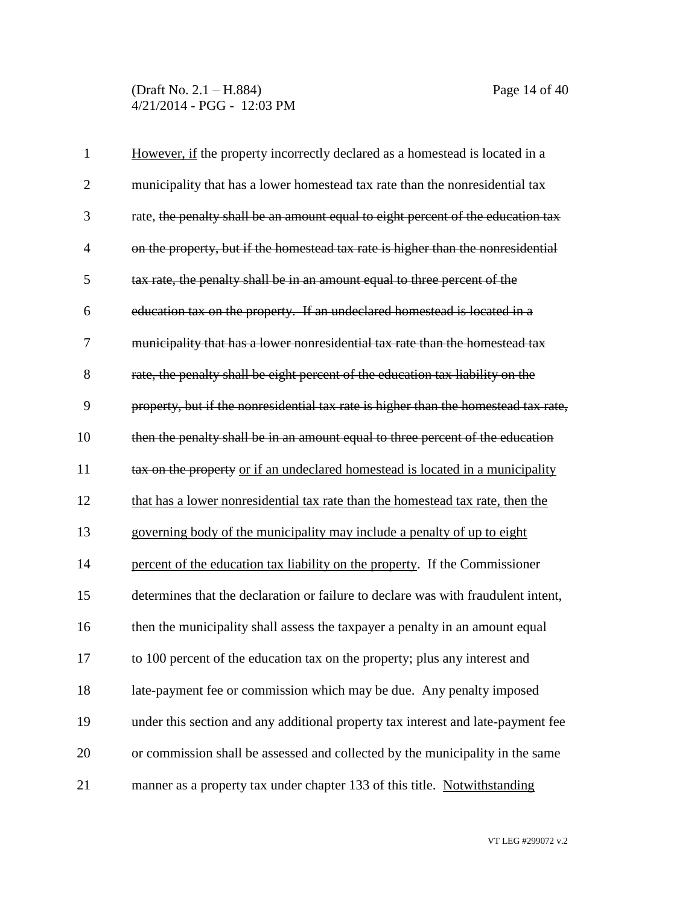However, if the property incorrectly declared as a homestead is located in a municipality that has a lower homestead tax rate than the nonresidential tax rate, ~~the penalty shall be an amount equal to eight percent of the education tax on the property, but if the homestead tax rate is higher than the nonresidential tax rate, the penalty shall be in an amount equal to three percent of the education tax on the property. If an undeclared homestead is located in a municipality that has a lower nonresidential tax rate than the homestead tax rate, the penalty shall be eight percent of the education tax liability on the property, but if the nonresidential tax rate is higher than the homestead tax rate, then the penalty shall be in an amount equal to three percent of the education tax on the property~~ or if an undeclared homestead is located in a municipality that has a lower nonresidential tax rate than the homestead tax rate, then the governing body of the municipality may include a penalty of up to eight percent of the education tax liability on the property. If the Commissioner determines that the declaration or failure to declare was with fraudulent intent, then the municipality shall assess the taxpayer a penalty in an amount equal to 100 percent of the education tax on the property; plus any interest and late-payment fee or commission which may be due. Any penalty imposed under this section and any additional property tax interest and late-payment fee or commission shall be assessed and collected by the municipality in the same manner as a property tax under chapter 133 of this title. Notwithstanding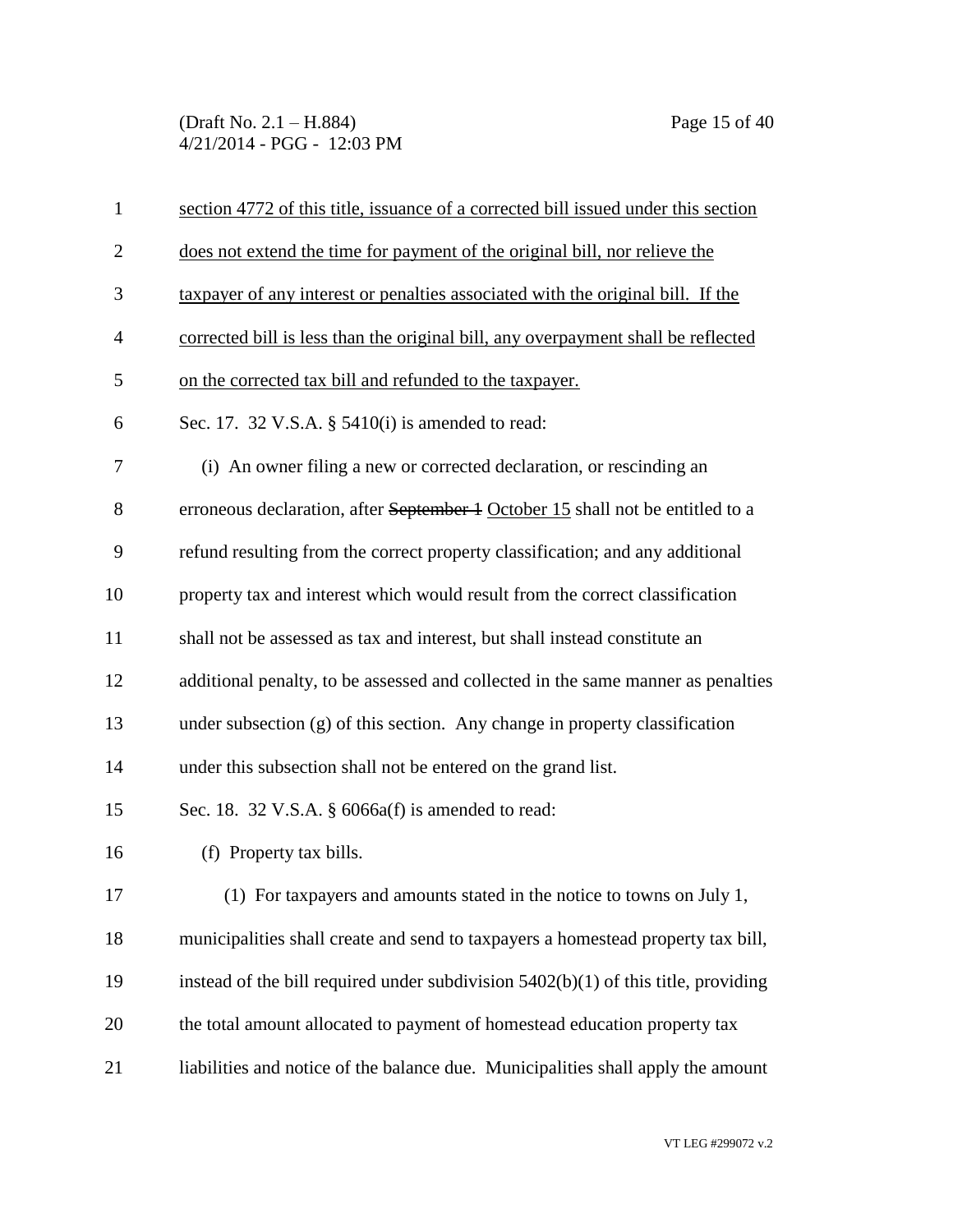section 4772 of this title, issuance of a corrected bill issued under this section does not extend the time for payment of the original bill, nor relieve the taxpayer of any interest or penalties associated with the original bill. If the corrected bill is less than the original bill, any overpayment shall be reflected on the corrected tax bill and refunded to the taxpayer.

Sec. 17. 32 V.S.A. § 5410(i) is amended to read:

(i) An owner filing a new or corrected declaration, or rescinding an erroneous declaration, after ~~September 1~~ October 15 shall not be entitled to a refund resulting from the correct property classification; and any additional property tax and interest which would result from the correct classification shall not be assessed as tax and interest, but shall instead constitute an additional penalty, to be assessed and collected in the same manner as penalties under subsection (g) of this section. Any change in property classification under this subsection shall not be entered on the grand list.

Sec. 18. 32 V.S.A. § 6066a(f) is amended to read:

(f) Property tax bills.

(1) For taxpayers and amounts stated in the notice to towns on July 1, municipalities shall create and send to taxpayers a homestead property tax bill, instead of the bill required under subdivision 5402(b)(1) of this title, providing the total amount allocated to payment of homestead education property tax liabilities and notice of the balance due. Municipalities shall apply the amount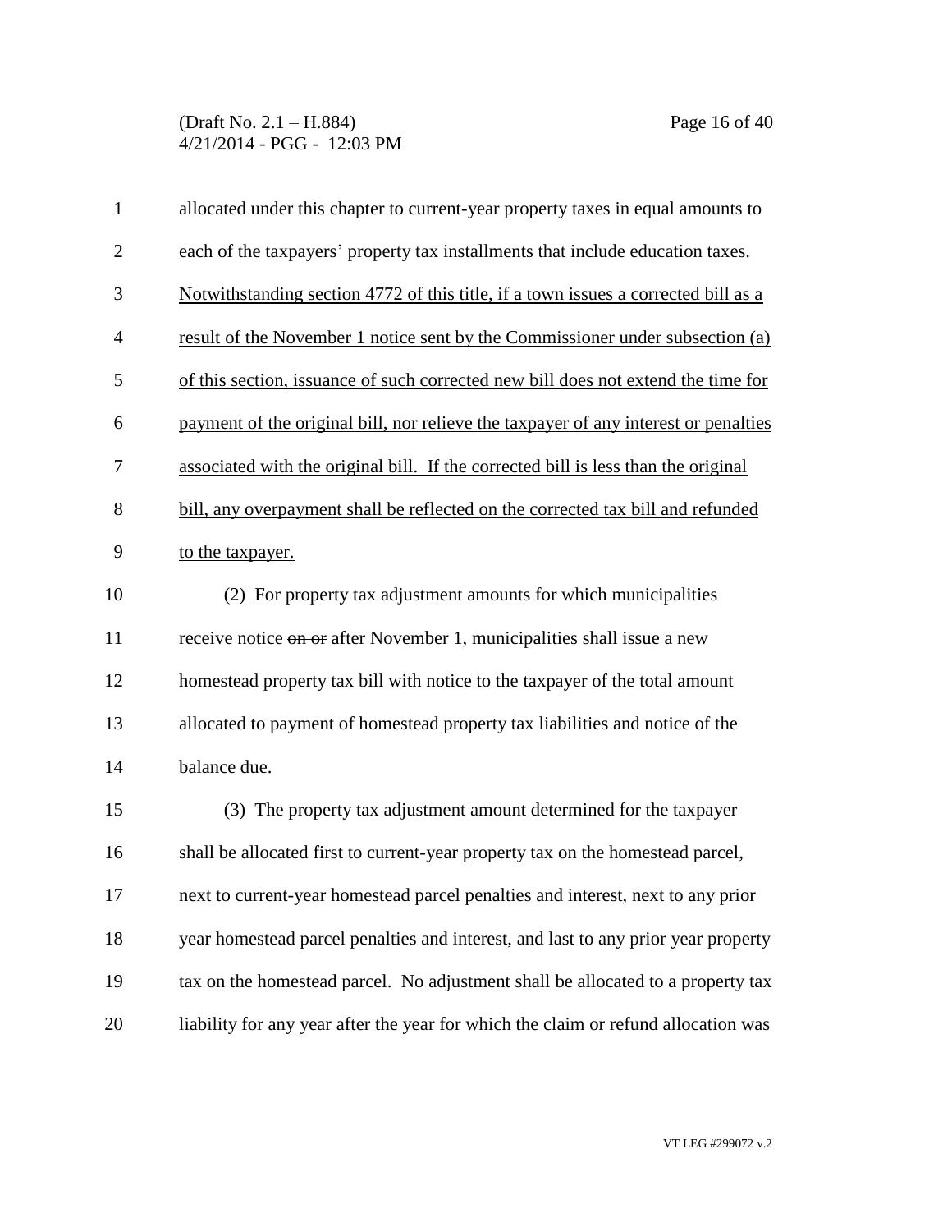allocated under this chapter to current-year property taxes in equal amounts to each of the taxpayers' property tax installments that include education taxes. Notwithstanding section 4772 of this title, if a town issues a corrected bill as a result of the November 1 notice sent by the Commissioner under subsection (a) of this section, issuance of such corrected new bill does not extend the time for payment of the original bill, nor relieve the taxpayer of any interest or penalties associated with the original bill. If the corrected bill is less than the original bill, any overpayment shall be reflected on the corrected tax bill and refunded to the taxpayer.

(2) For property tax adjustment amounts for which municipalities receive notice ~~on or~~ after November 1, municipalities shall issue a new homestead property tax bill with notice to the taxpayer of the total amount allocated to payment of homestead property tax liabilities and notice of the balance due.

(3) The property tax adjustment amount determined for the taxpayer shall be allocated first to current-year property tax on the homestead parcel, next to current-year homestead parcel penalties and interest, next to any prior year homestead parcel penalties and interest, and last to any prior year property tax on the homestead parcel. No adjustment shall be allocated to a property tax liability for any year after the year for which the claim or refund allocation was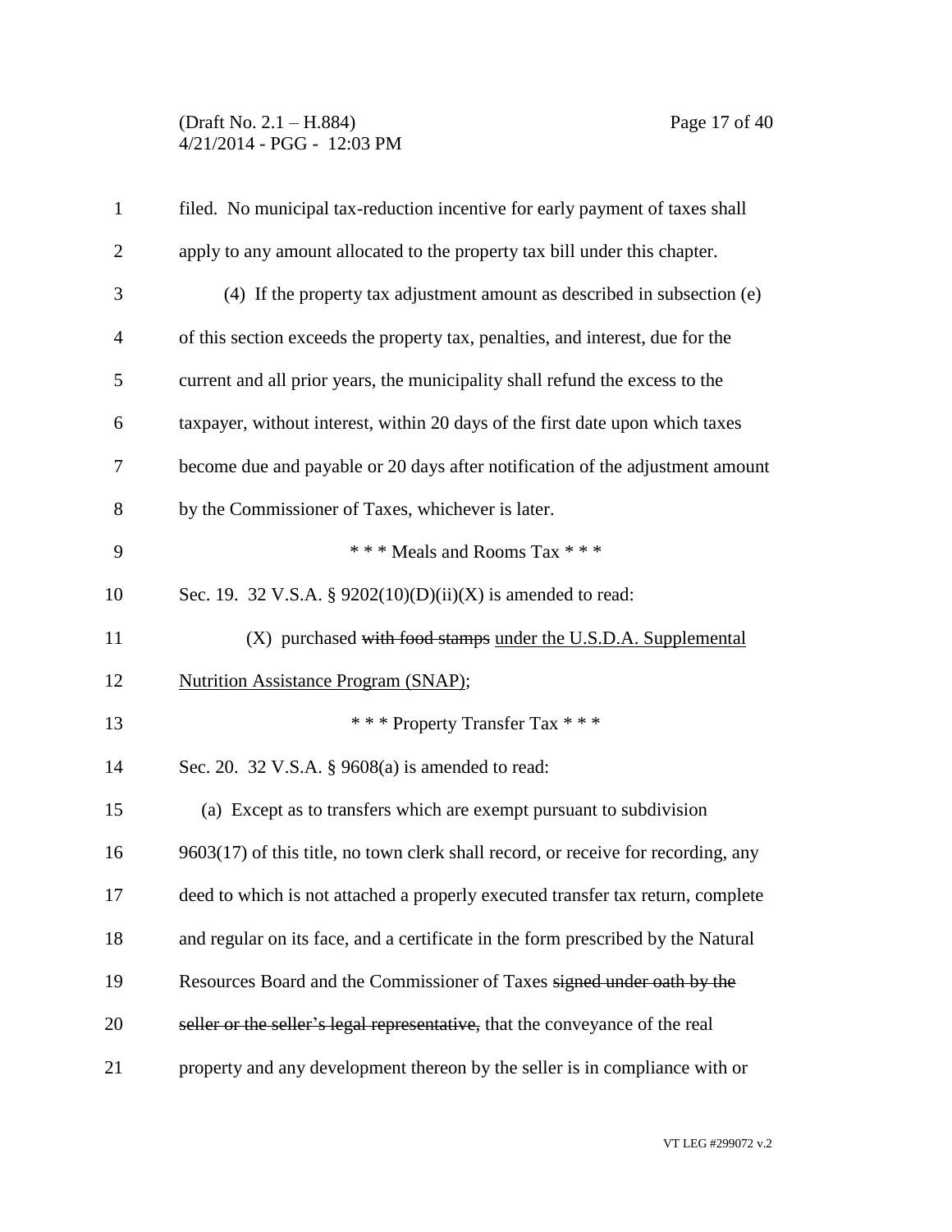filed. No municipal tax-reduction incentive for early payment of taxes shall apply to any amount allocated to the property tax bill under this chapter.

(4) If the property tax adjustment amount as described in subsection (e) of this section exceeds the property tax, penalties, and interest, due for the current and all prior years, the municipality shall refund the excess to the taxpayer, without interest, within 20 days of the first date upon which taxes become due and payable or 20 days after notification of the adjustment amount by the Commissioner of Taxes, whichever is later.

\* \* \* Meals and Rooms Tax \* \* \*

Sec. 19. 32 V.S.A. § 9202(10)(D)(ii)(X) is amended to read:

(X) purchased ~~with food stamps~~ <u>under the U.S.D.A. Supplemental Nutrition Assistance Program (SNAP)</u>;

\* \* \* Property Transfer Tax \* \* \*

Sec. 20. 32 V.S.A. § 9608(a) is amended to read:

(a) Except as to transfers which are exempt pursuant to subdivision 9603(17) of this title, no town clerk shall record, or receive for recording, any deed to which is not attached a properly executed transfer tax return, complete and regular on its face, and a certificate in the form prescribed by the Natural Resources Board and the Commissioner of Taxes ~~signed under oath by the seller or the seller's legal representative,~~ that the conveyance of the real property and any development thereon by the seller is in compliance with or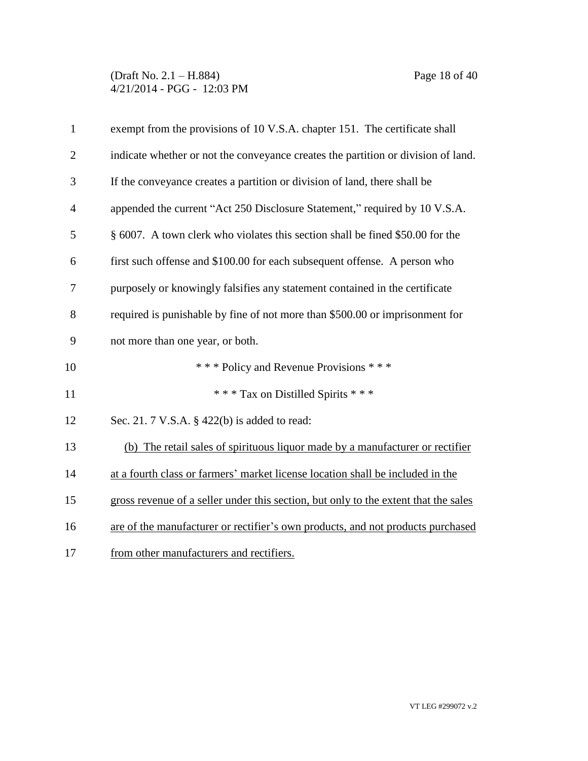exempt from the provisions of 10 V.S.A. chapter 151. The certificate shall indicate whether or not the conveyance creates the partition or division of land. If the conveyance creates a partition or division of land, there shall be appended the current "Act 250 Disclosure Statement," required by 10 V.S.A. § 6007. A town clerk who violates this section shall be fined $50.00 for the first such offense and $100.00 for each subsequent offense. A person who purposely or knowingly falsifies any statement contained in the certificate required is punishable by fine of not more than $500.00 or imprisonment for not more than one year, or both.

\* \* \* Policy and Revenue Provisions \* \* \*

\* \* \* Tax on Distilled Spirits \* \* \*

Sec. 21. 7 V.S.A. § 422(b) is added to read:

<u>(b) The retail sales of spirituous liquor made by a manufacturer or rectifier at a fourth class or farmers' market license location shall be included in the gross revenue of a seller under this section, but only to the extent that the sales are of the manufacturer or rectifier's own products, and not products purchased from other manufacturers and rectifiers.</u>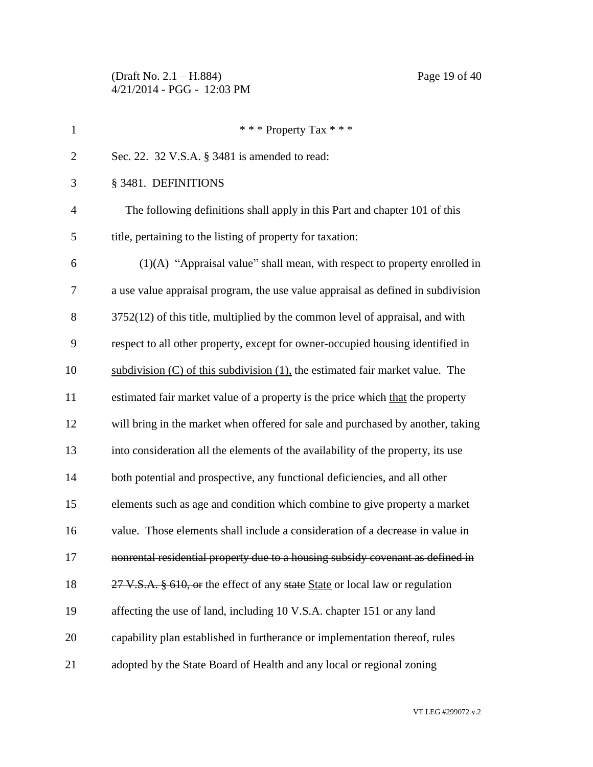\* \* \* Property Tax \* \* \*

Sec. 22. 32 V.S.A. § 3481 is amended to read:

§ 3481. DEFINITIONS

The following definitions shall apply in this Part and chapter 101 of this title, pertaining to the listing of property for taxation:

(1)(A) "Appraisal value" shall mean, with respect to property enrolled in a use value appraisal program, the use value appraisal as defined in subdivision 3752(12) of this title, multiplied by the common level of appraisal, and with respect to all other property, <u>except for owner-occupied housing identified in subdivision (C) of this subdivision (1),</u> the estimated fair market value. The estimated fair market value of a property is the price ~~which~~ <u>that</u> the property will bring in the market when offered for sale and purchased by another, taking into consideration all the elements of the availability of the property, its use both potential and prospective, any functional deficiencies, and all other elements such as age and condition which combine to give property a market value. Those elements shall include ~~a consideration of a decrease in value in nonrental residential property due to a housing subsidy covenant as defined in 27 V.S.A. § 610, or~~ the effect of any ~~state~~ <u>State</u> or local law or regulation affecting the use of land, including 10 V.S.A. chapter 151 or any land capability plan established in furtherance or implementation thereof, rules adopted by the State Board of Health and any local or regional zoning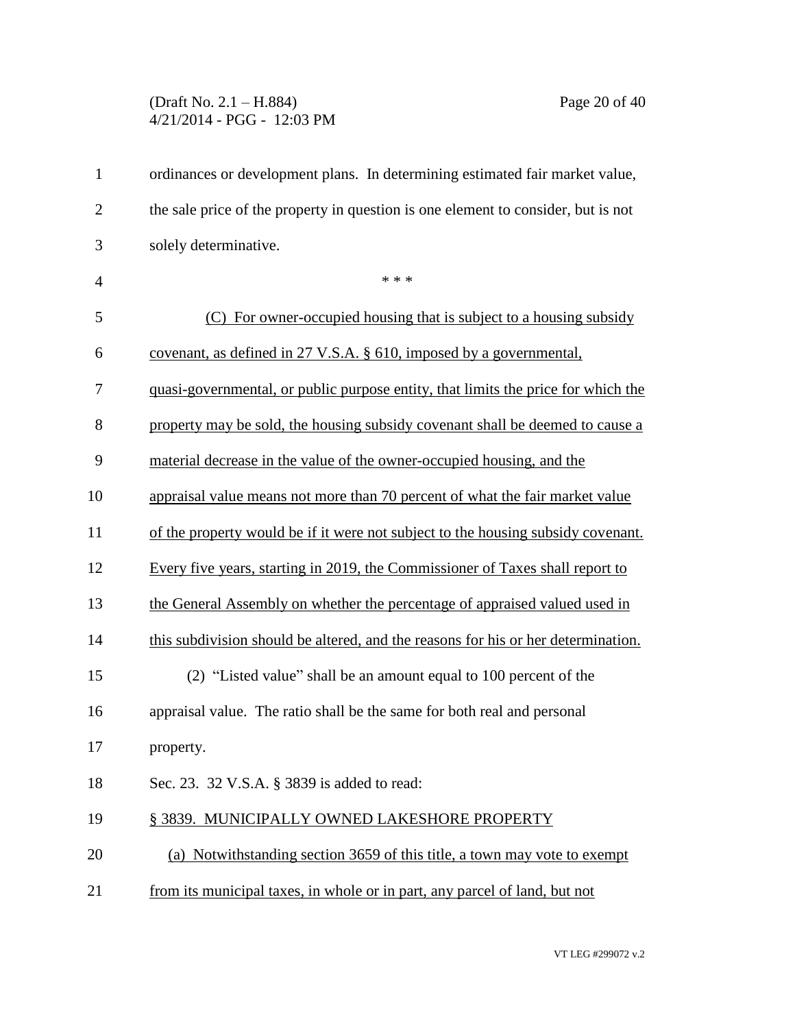ordinances or development plans. In determining estimated fair market value, the sale price of the property in question is one element to consider, but is not solely determinative.

\* \* \*

(C) For owner-occupied housing that is subject to a housing subsidy covenant, as defined in 27 V.S.A. § 610, imposed by a governmental, quasi-governmental, or public purpose entity, that limits the price for which the property may be sold, the housing subsidy covenant shall be deemed to cause a material decrease in the value of the owner-occupied housing, and the appraisal value means not more than 70 percent of what the fair market value of the property would be if it were not subject to the housing subsidy covenant. Every five years, starting in 2019, the Commissioner of Taxes shall report to the General Assembly on whether the percentage of appraised valued used in this subdivision should be altered, and the reasons for his or her determination.

(2) "Listed value" shall be an amount equal to 100 percent of the appraisal value. The ratio shall be the same for both real and personal property.

Sec. 23. 32 V.S.A. § 3839 is added to read:

§ 3839. MUNICIPALLY OWNED LAKESHORE PROPERTY

(a) Notwithstanding section 3659 of this title, a town may vote to exempt from its municipal taxes, in whole or in part, any parcel of land, but not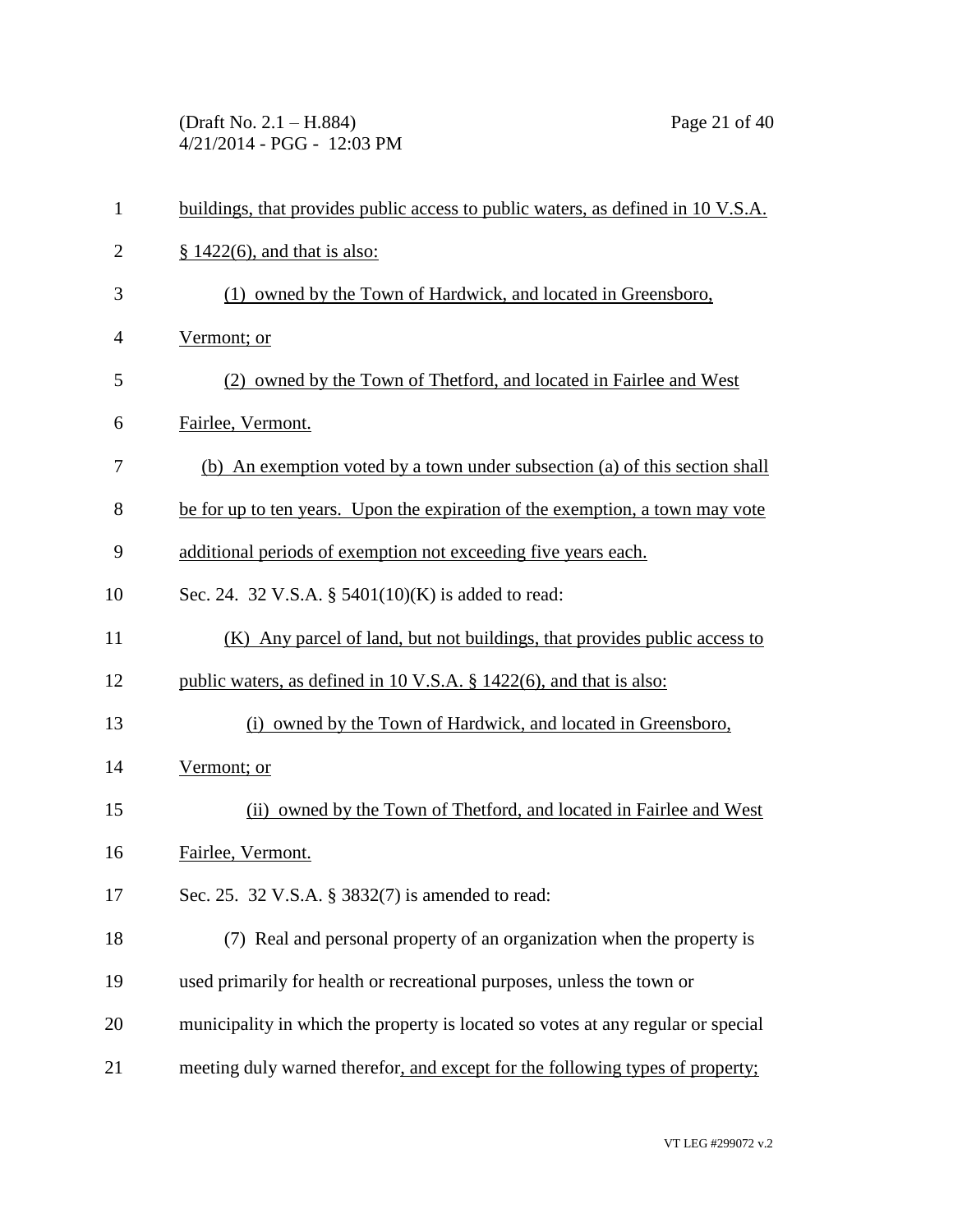buildings, that provides public access to public waters, as defined in 10 V.S.A. § 1422(6), and that is also:

(1) owned by the Town of Hardwick, and located in Greensboro, Vermont; or

(2) owned by the Town of Thetford, and located in Fairlee and West Fairlee, Vermont.

(b) An exemption voted by a town under subsection (a) of this section shall be for up to ten years. Upon the expiration of the exemption, a town may vote additional periods of exemption not exceeding five years each.

Sec. 24. 32 V.S.A. § 5401(10)(K) is added to read:

(K) Any parcel of land, but not buildings, that provides public access to public waters, as defined in 10 V.S.A. § 1422(6), and that is also:

(i) owned by the Town of Hardwick, and located in Greensboro, Vermont; or

(ii) owned by the Town of Thetford, and located in Fairlee and West Fairlee, Vermont.

Sec. 25. 32 V.S.A. § 3832(7) is amended to read:

(7) Real and personal property of an organization when the property is used primarily for health or recreational purposes, unless the town or municipality in which the property is located so votes at any regular or special meeting duly warned therefor, and except for the following types of property;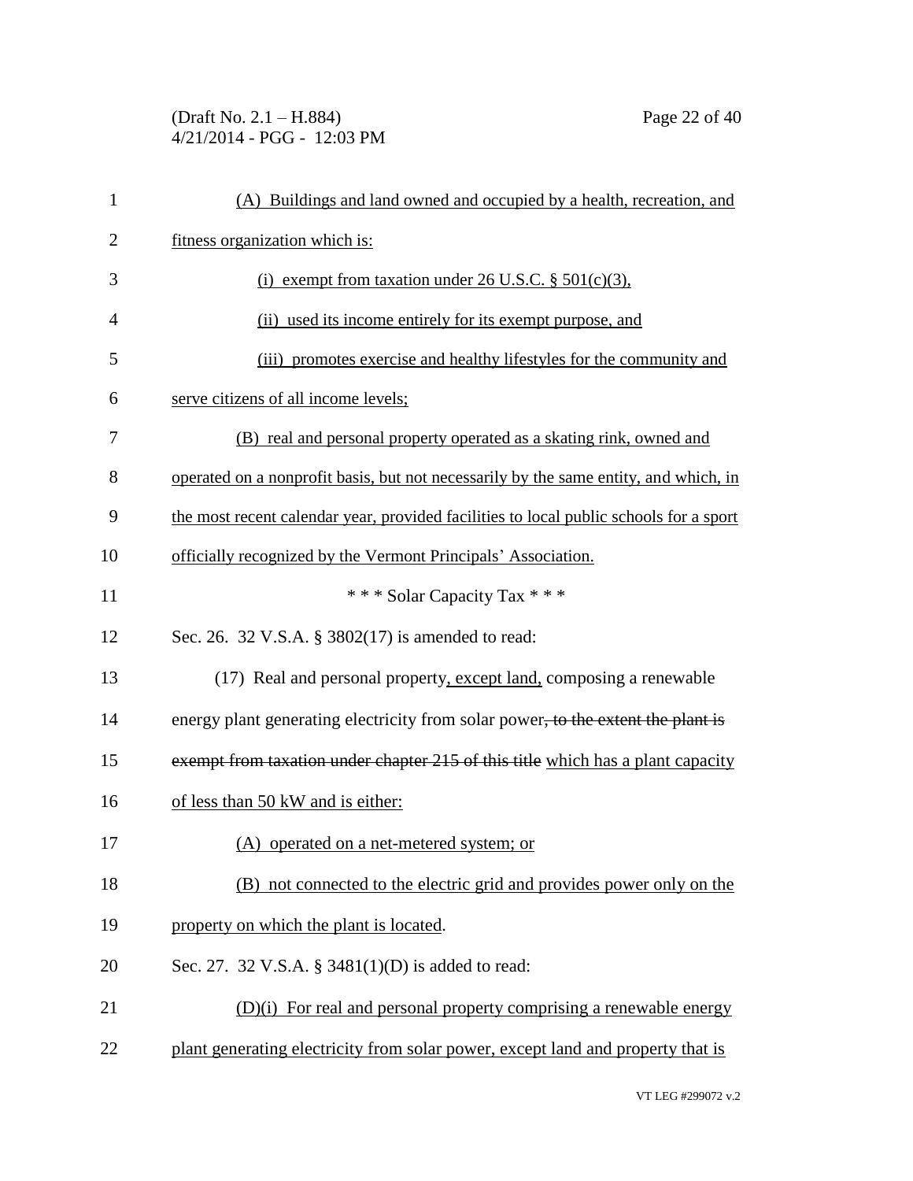(A) Buildings and land owned and occupied by a health, recreation, and fitness organization which is:

(i) exempt from taxation under 26 U.S.C. § 501(c)(3),

(ii) used its income entirely for its exempt purpose, and

(iii) promotes exercise and healthy lifestyles for the community and serve citizens of all income levels;

(B) real and personal property operated as a skating rink, owned and operated on a nonprofit basis, but not necessarily by the same entity, and which, in the most recent calendar year, provided facilities to local public schools for a sport officially recognized by the Vermont Principals' Association.

\* \* \* Solar Capacity Tax \* \* \*

Sec. 26. 32 V.S.A. § 3802(17) is amended to read:

(17) Real and personal property, except land, composing a renewable energy plant generating electricity from solar power, ~~to the extent the plant is exempt from taxation under chapter 215 of this title~~ which has a plant capacity of less than 50 kW and is either:

(A) operated on a net-metered system; or

(B) not connected to the electric grid and provides power only on the property on which the plant is located.

Sec. 27. 32 V.S.A. § 3481(1)(D) is added to read:

(D)(i) For real and personal property comprising a renewable energy plant generating electricity from solar power, except land and property that is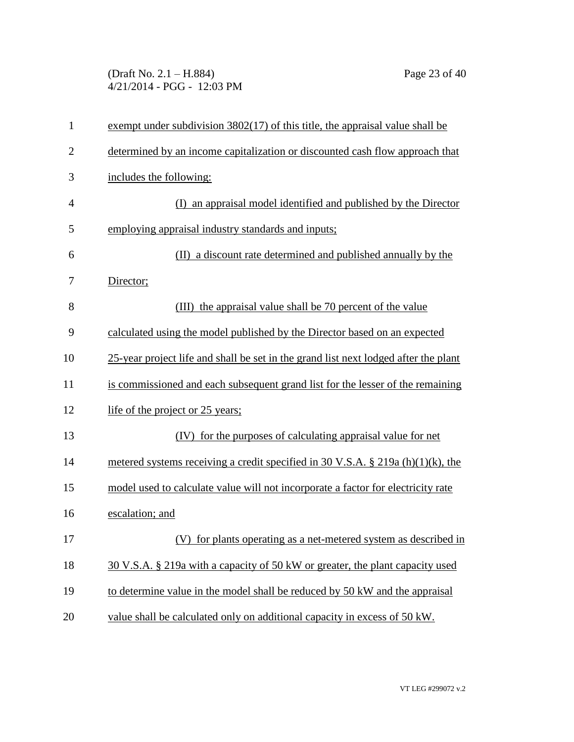exempt under subdivision 3802(17) of this title, the appraisal value shall be determined by an income capitalization or discounted cash flow approach that includes the following:

(I) an appraisal model identified and published by the Director employing appraisal industry standards and inputs;

(II) a discount rate determined and published annually by the Director;

(III) the appraisal value shall be 70 percent of the value calculated using the model published by the Director based on an expected 25-year project life and shall be set in the grand list next lodged after the plant is commissioned and each subsequent grand list for the lesser of the remaining life of the project or 25 years;

(IV) for the purposes of calculating appraisal value for net metered systems receiving a credit specified in 30 V.S.A. § 219a (h)(1)(k), the model used to calculate value will not incorporate a factor for electricity rate escalation; and

(V) for plants operating as a net-metered system as described in 30 V.S.A. § 219a with a capacity of 50 kW or greater, the plant capacity used to determine value in the model shall be reduced by 50 kW and the appraisal value shall be calculated only on additional capacity in excess of 50 kW.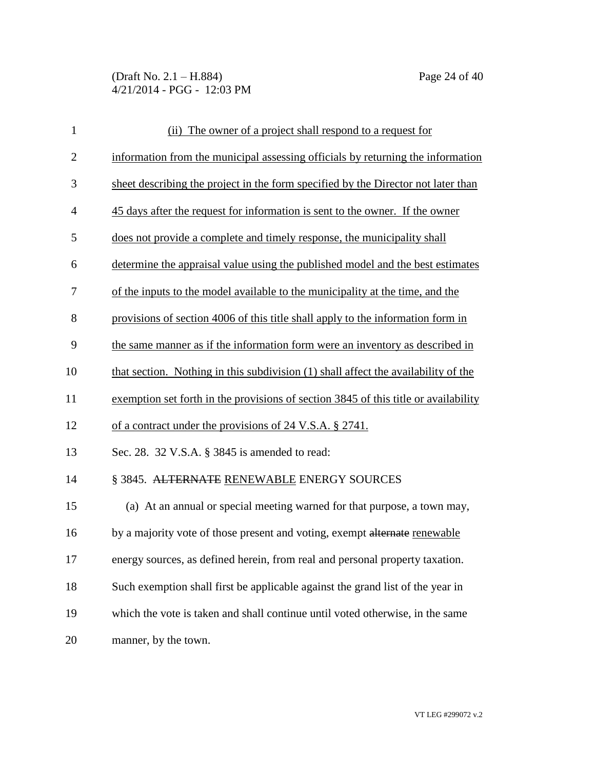(ii) The owner of a project shall respond to a request for information from the municipal assessing officials by returning the information sheet describing the project in the form specified by the Director not later than 45 days after the request for information is sent to the owner. If the owner does not provide a complete and timely response, the municipality shall determine the appraisal value using the published model and the best estimates of the inputs to the model available to the municipality at the time, and the provisions of section 4006 of this title shall apply to the information form in the same manner as if the information form were an inventory as described in that section. Nothing in this subdivision (1) shall affect the availability of the exemption set forth in the provisions of section 3845 of this title or availability of a contract under the provisions of 24 V.S.A. § 2741.

Sec. 28. 32 V.S.A. § 3845 is amended to read:

§ 3845. ~~ALTERNATE~~ RENEWABLE ENERGY SOURCES

(a) At an annual or special meeting warned for that purpose, a town may, by a majority vote of those present and voting, exempt ~~alternate~~ renewable energy sources, as defined herein, from real and personal property taxation. Such exemption shall first be applicable against the grand list of the year in which the vote is taken and shall continue until voted otherwise, in the same manner, by the town.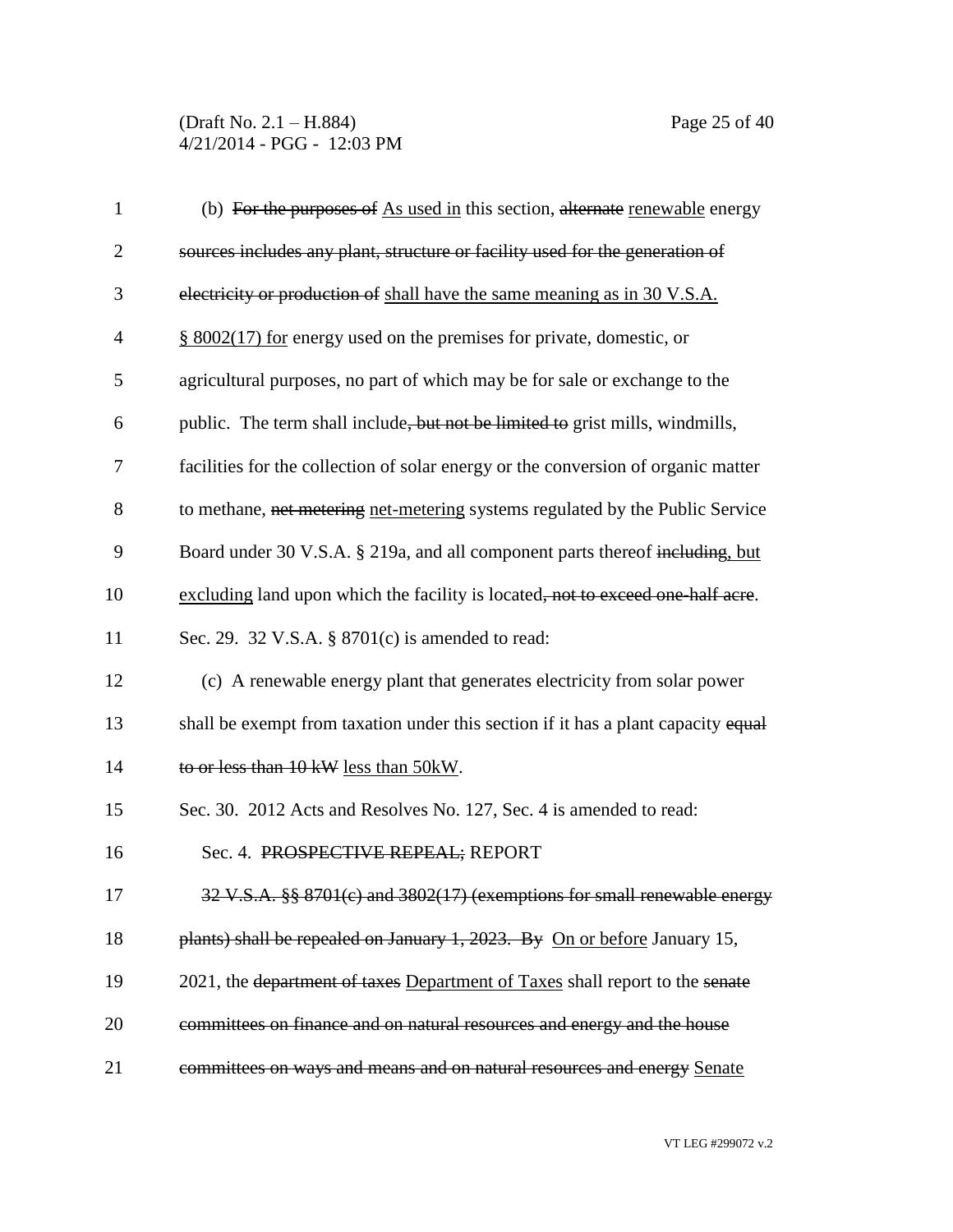(b) ~~For the purposes of~~ As used in this section, ~~alternate~~ renewable energy ~~sources includes any plant, structure or facility used for the generation of electricity or production of~~ shall have the same meaning as in 30 V.S.A. § 8002(17) for energy used on the premises for private, domestic, or agricultural purposes, no part of which may be for sale or exchange to the public. The term shall include~~, but not be limited to~~ grist mills, windmills, facilities for the collection of solar energy or the conversion of organic matter to methane, ~~net metering~~ net-metering systems regulated by the Public Service Board under 30 V.S.A. § 219a, and all component parts thereof ~~including~~, but excluding land upon which the facility is located~~, not to exceed one-half acre~~.

Sec. 29. 32 V.S.A. § 8701(c) is amended to read:

(c) A renewable energy plant that generates electricity from solar power shall be exempt from taxation under this section if it has a plant capacity ~~equal to or less than 10 kW~~ less than 50kW.

Sec. 30. 2012 Acts and Resolves No. 127, Sec. 4 is amended to read:

Sec. 4. ~~PROSPECTIVE REPEAL;~~ REPORT

~~32 V.S.A. §§ 8701(c) and 3802(17) (exemptions for small renewable energy plants) shall be repealed on January 1, 2023. By~~ On or before January 15, 2021, the ~~department of taxes~~ Department of Taxes shall report to the ~~senate committees on finance and on natural resources and energy and the house committees on ways and means and on natural resources and energy~~ Senate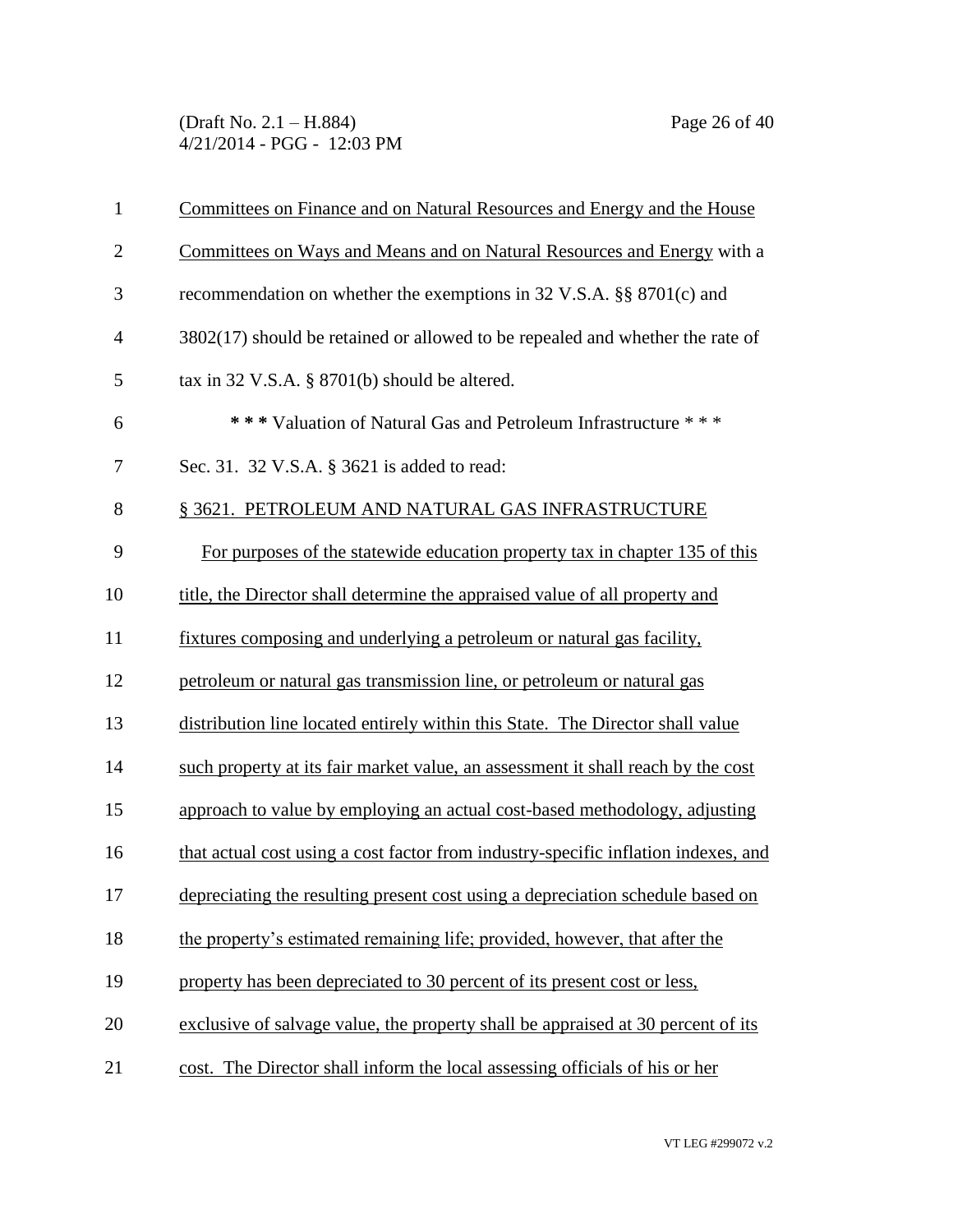Committees on Finance and on Natural Resources and Energy and the House Committees on Ways and Means and on Natural Resources and Energy with a recommendation on whether the exemptions in 32 V.S.A. §§ 8701(c) and 3802(17) should be retained or allowed to be repealed and whether the rate of tax in 32 V.S.A. § 8701(b) should be altered.

**\* \* \*** Valuation of Natural Gas and Petroleum Infrastructure \* \* \*

Sec. 31. 32 V.S.A. § 3621 is added to read:

§ 3621. PETROLEUM AND NATURAL GAS INFRASTRUCTURE

For purposes of the statewide education property tax in chapter 135 of this title, the Director shall determine the appraised value of all property and fixtures composing and underlying a petroleum or natural gas facility, petroleum or natural gas transmission line, or petroleum or natural gas distribution line located entirely within this State. The Director shall value such property at its fair market value, an assessment it shall reach by the cost approach to value by employing an actual cost-based methodology, adjusting that actual cost using a cost factor from industry-specific inflation indexes, and depreciating the resulting present cost using a depreciation schedule based on the property's estimated remaining life; provided, however, that after the property has been depreciated to 30 percent of its present cost or less, exclusive of salvage value, the property shall be appraised at 30 percent of its cost. The Director shall inform the local assessing officials of his or her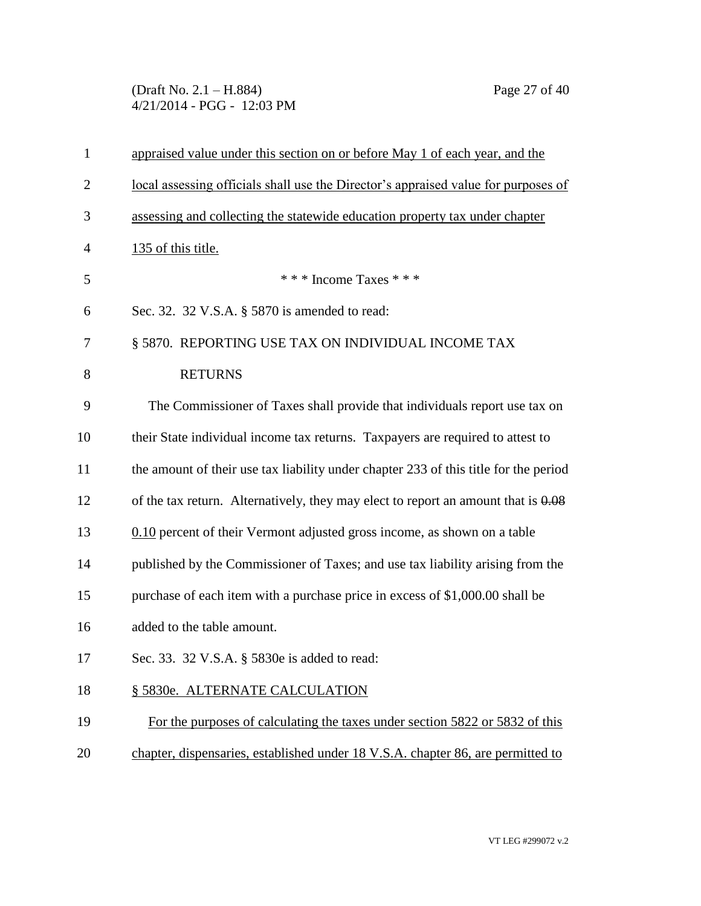appraised value under this section on or before May 1 of each year, and the local assessing officials shall use the Director's appraised value for purposes of assessing and collecting the statewide education property tax under chapter 135 of this title.

\* \* \* Income Taxes \* \* \*

Sec. 32. 32 V.S.A. § 5870 is amended to read:

§ 5870. REPORTING USE TAX ON INDIVIDUAL INCOME TAX RETURNS

The Commissioner of Taxes shall provide that individuals report use tax on their State individual income tax returns. Taxpayers are required to attest to the amount of their use tax liability under chapter 233 of this title for the period of the tax return. Alternatively, they may elect to report an amount that is ~~0.08~~ 0.10 percent of their Vermont adjusted gross income, as shown on a table published by the Commissioner of Taxes; and use tax liability arising from the purchase of each item with a purchase price in excess of $1,000.00 shall be added to the table amount.

Sec. 33. 32 V.S.A. § 5830e is added to read:

§ 5830e. ALTERNATE CALCULATION

For the purposes of calculating the taxes under section 5822 or 5832 of this chapter, dispensaries, established under 18 V.S.A. chapter 86, are permitted to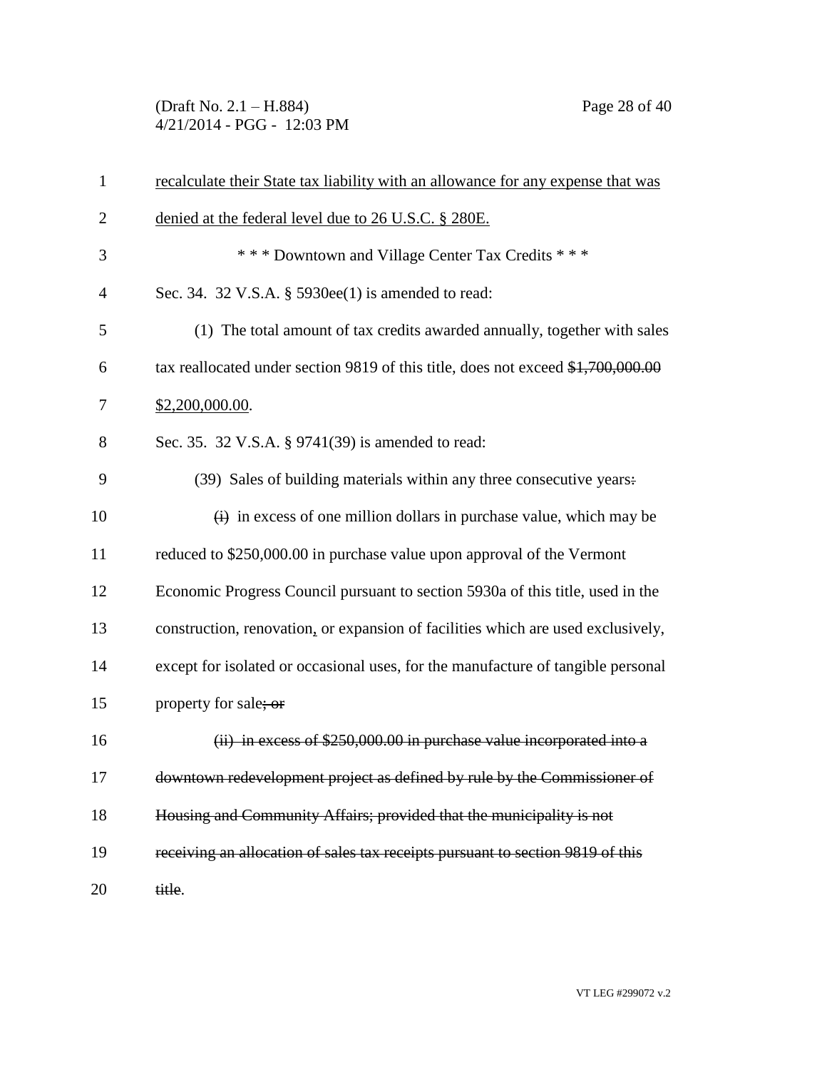recalculate their State tax liability with an allowance for any expense that was denied at the federal level due to 26 U.S.C. § 280E.

\* \* \* Downtown and Village Center Tax Credits \* \* \*

Sec. 34. 32 V.S.A. § 5930ee(1) is amended to read:

(1) The total amount of tax credits awarded annually, together with sales tax reallocated under section 9819 of this title, does not exceed ~~$1,700,000.00~~ $2,200,000.00.

Sec. 35. 32 V.S.A. § 9741(39) is amended to read:

(39) Sales of building materials within any three consecutive years~~:~~

~~(i)~~ in excess of one million dollars in purchase value, which may be reduced to $250,000.00 in purchase value upon approval of the Vermont Economic Progress Council pursuant to section 5930a of this title, used in the construction, renovation, or expansion of facilities which are used exclusively, except for isolated or occasional uses, for the manufacture of tangible personal property for sale~~; or~~

~~(ii) in excess of $250,000.00 in purchase value incorporated into a downtown redevelopment project as defined by rule by the Commissioner of Housing and Community Affairs; provided that the municipality is not receiving an allocation of sales tax receipts pursuant to section 9819 of this title~~.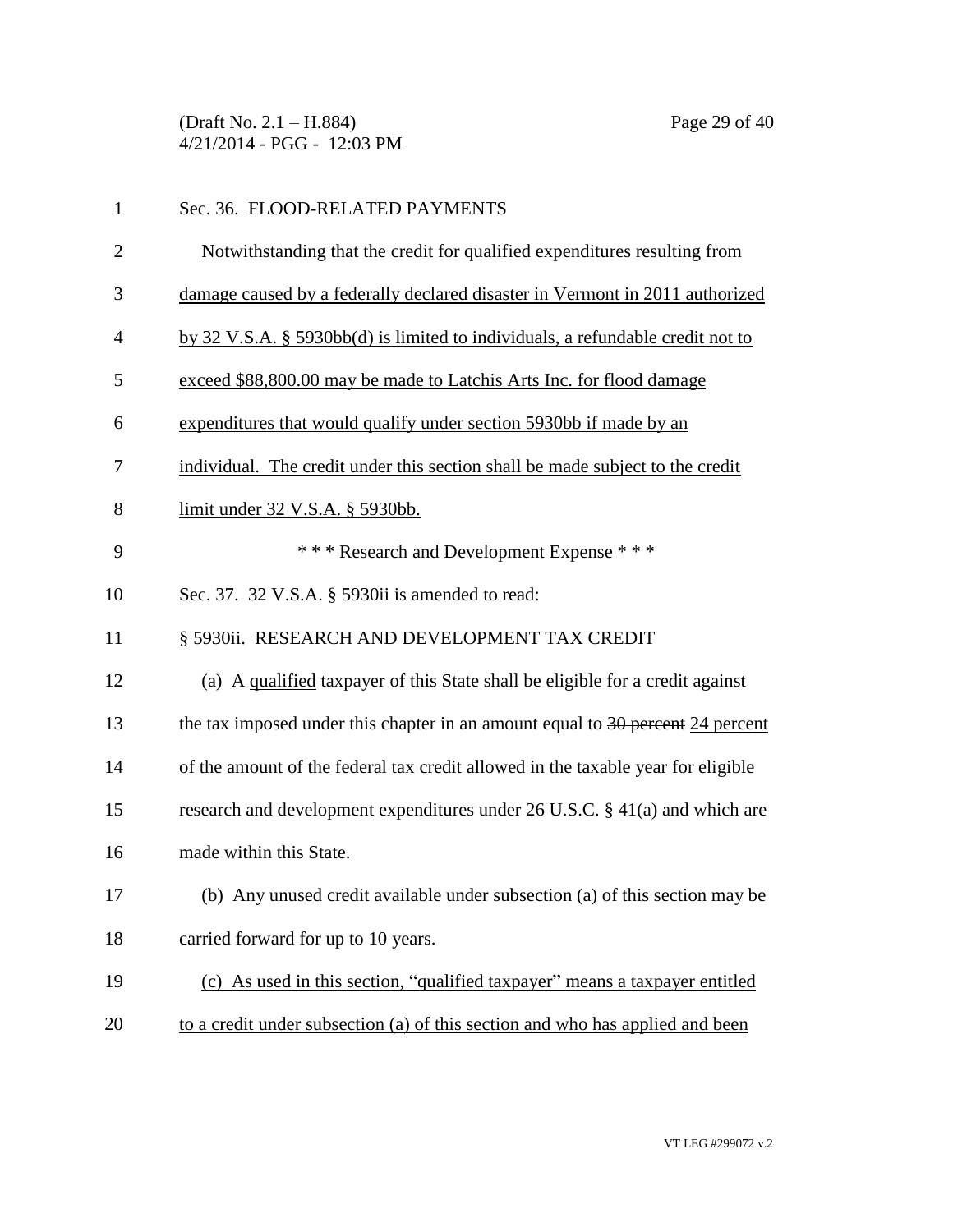Sec. 36. FLOOD-RELATED PAYMENTS

Notwithstanding that the credit for qualified expenditures resulting from damage caused by a federally declared disaster in Vermont in 2011 authorized by 32 V.S.A. § 5930bb(d) is limited to individuals, a refundable credit not to exceed $88,800.00 may be made to Latchis Arts Inc. for flood damage expenditures that would qualify under section 5930bb if made by an individual. The credit under this section shall be made subject to the credit limit under 32 V.S.A. § 5930bb.

\* \* \* Research and Development Expense \* \* \*

Sec. 37. 32 V.S.A. § 5930ii is amended to read:

§ 5930ii. RESEARCH AND DEVELOPMENT TAX CREDIT

(a) A qualified taxpayer of this State shall be eligible for a credit against the tax imposed under this chapter in an amount equal to ~~30 percent~~ 24 percent of the amount of the federal tax credit allowed in the taxable year for eligible research and development expenditures under 26 U.S.C. § 41(a) and which are made within this State.

(b) Any unused credit available under subsection (a) of this section may be carried forward for up to 10 years.

(c) As used in this section, "qualified taxpayer" means a taxpayer entitled to a credit under subsection (a) of this section and who has applied and been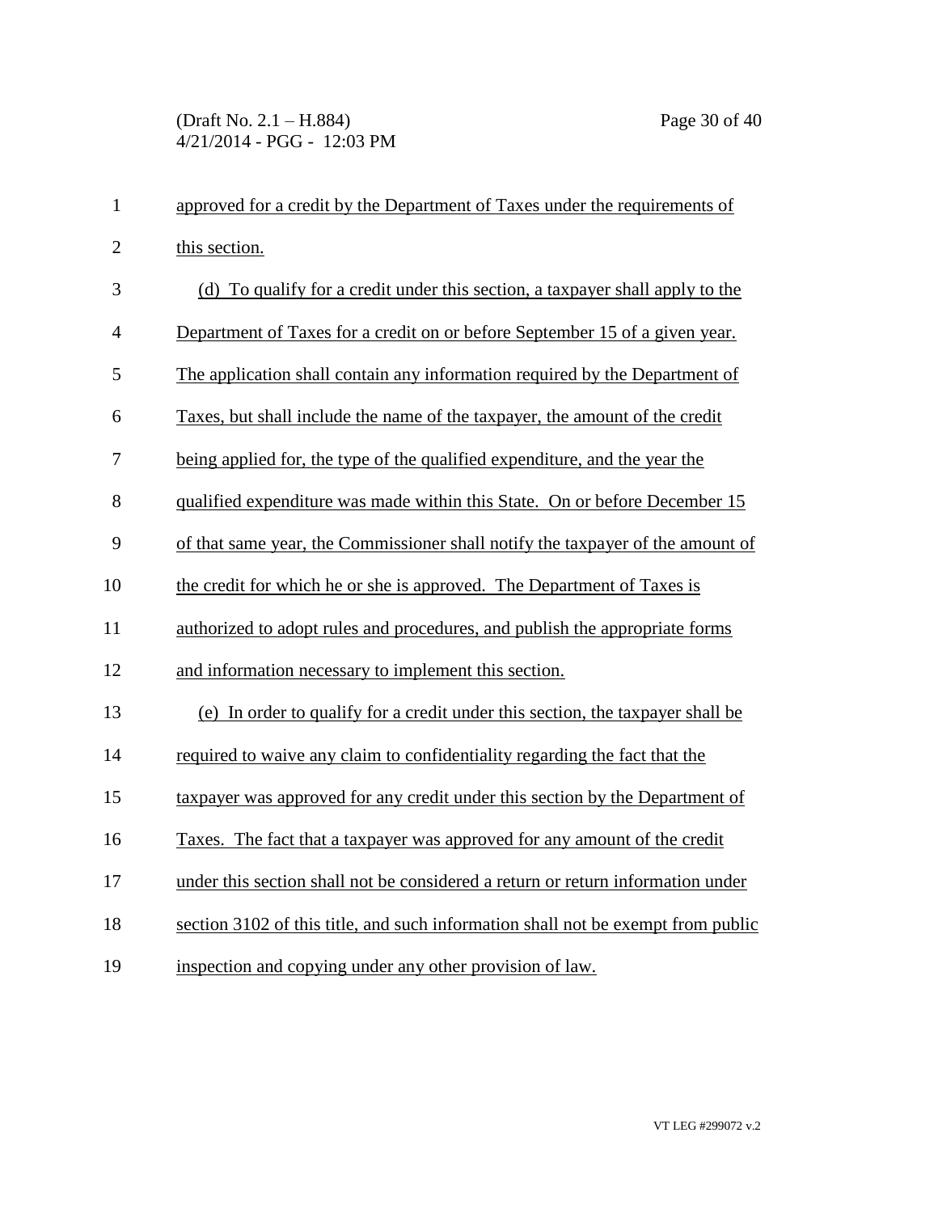approved for a credit by the Department of Taxes under the requirements of this section.

(d) To qualify for a credit under this section, a taxpayer shall apply to the Department of Taxes for a credit on or before September 15 of a given year. The application shall contain any information required by the Department of Taxes, but shall include the name of the taxpayer, the amount of the credit being applied for, the type of the qualified expenditure, and the year the qualified expenditure was made within this State. On or before December 15 of that same year, the Commissioner shall notify the taxpayer of the amount of the credit for which he or she is approved. The Department of Taxes is authorized to adopt rules and procedures, and publish the appropriate forms and information necessary to implement this section.

(e) In order to qualify for a credit under this section, the taxpayer shall be required to waive any claim to confidentiality regarding the fact that the taxpayer was approved for any credit under this section by the Department of Taxes. The fact that a taxpayer was approved for any amount of the credit under this section shall not be considered a return or return information under section 3102 of this title, and such information shall not be exempt from public inspection and copying under any other provision of law.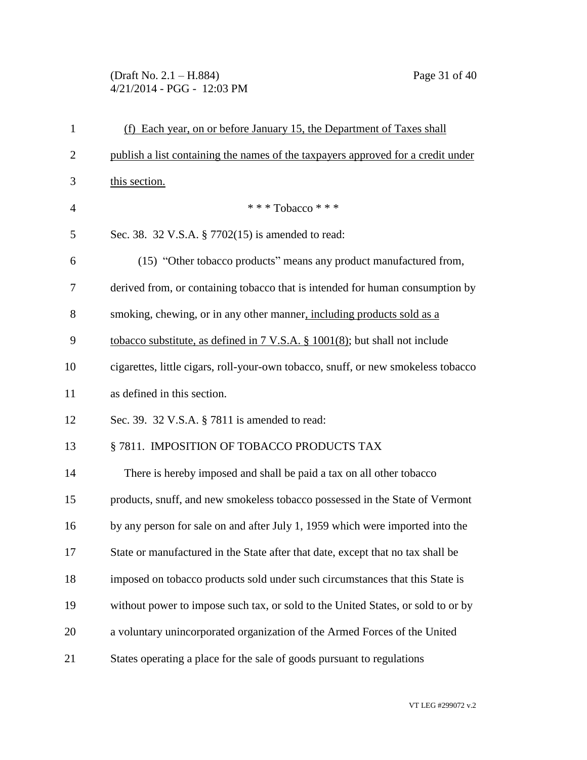(f) Each year, on or before January 15, the Department of Taxes shall publish a list containing the names of the taxpayers approved for a credit under this section.

\* \* \* Tobacco \* \* \*

Sec. 38. 32 V.S.A. § 7702(15) is amended to read:

(15) "Other tobacco products" means any product manufactured from, derived from, or containing tobacco that is intended for human consumption by smoking, chewing, or in any other manner, including products sold as a tobacco substitute, as defined in 7 V.S.A. § 1001(8); but shall not include cigarettes, little cigars, roll-your-own tobacco, snuff, or new smokeless tobacco as defined in this section.

Sec. 39. 32 V.S.A. § 7811 is amended to read:

§ 7811. IMPOSITION OF TOBACCO PRODUCTS TAX

There is hereby imposed and shall be paid a tax on all other tobacco products, snuff, and new smokeless tobacco possessed in the State of Vermont by any person for sale on and after July 1, 1959 which were imported into the State or manufactured in the State after that date, except that no tax shall be imposed on tobacco products sold under such circumstances that this State is without power to impose such tax, or sold to the United States, or sold to or by a voluntary unincorporated organization of the Armed Forces of the United States operating a place for the sale of goods pursuant to regulations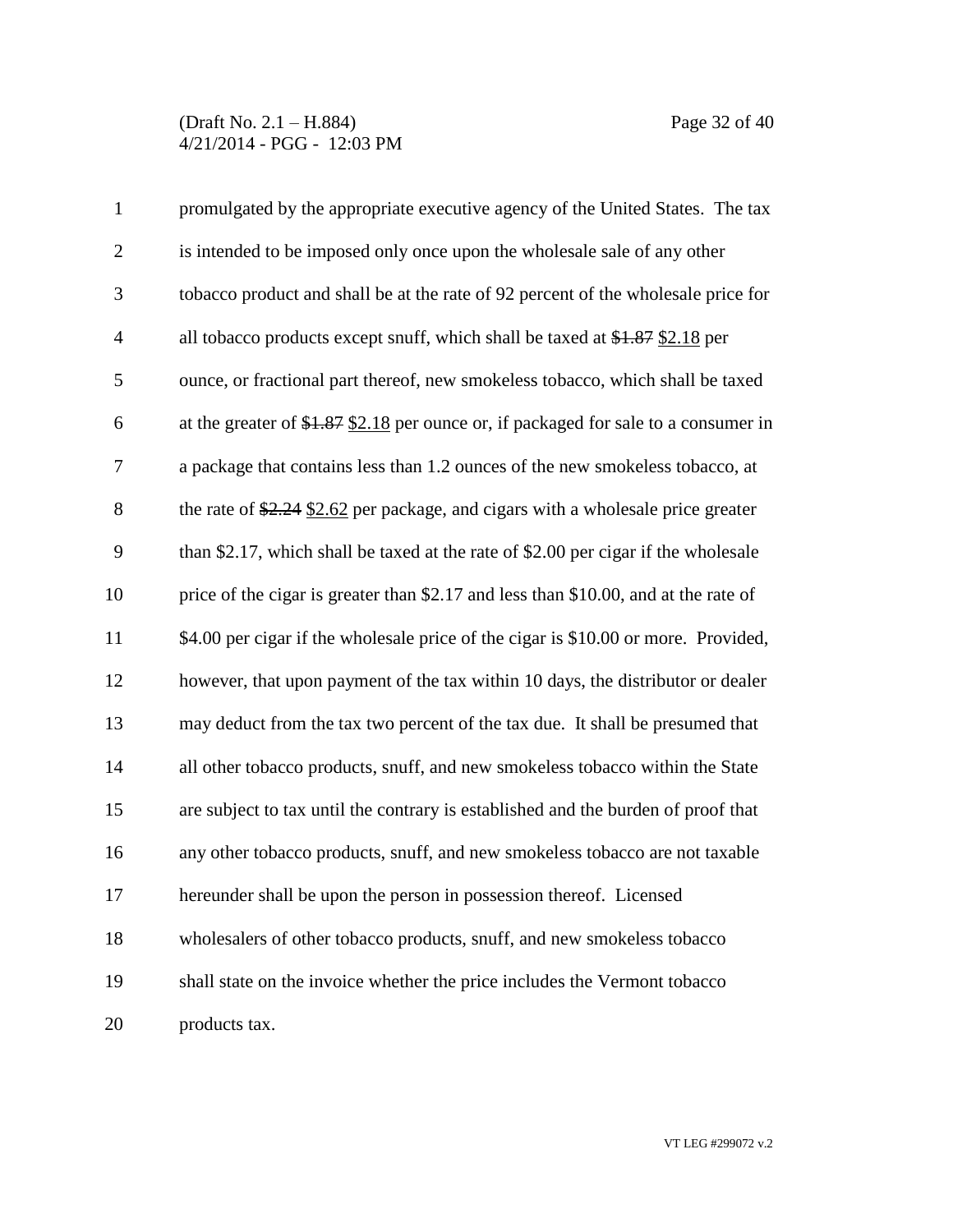promulgated by the appropriate executive agency of the United States. The tax is intended to be imposed only once upon the wholesale sale of any other tobacco product and shall be at the rate of 92 percent of the wholesale price for all tobacco products except snuff, which shall be taxed at ~~$1.87~~ $2.18 per ounce, or fractional part thereof, new smokeless tobacco, which shall be taxed at the greater of ~~$1.87~~ $2.18 per ounce or, if packaged for sale to a consumer in a package that contains less than 1.2 ounces of the new smokeless tobacco, at the rate of ~~$2.24~~ $2.62 per package, and cigars with a wholesale price greater than $2.17, which shall be taxed at the rate of $2.00 per cigar if the wholesale price of the cigar is greater than $2.17 and less than $10.00, and at the rate of $4.00 per cigar if the wholesale price of the cigar is $10.00 or more. Provided, however, that upon payment of the tax within 10 days, the distributor or dealer may deduct from the tax two percent of the tax due. It shall be presumed that all other tobacco products, snuff, and new smokeless tobacco within the State are subject to tax until the contrary is established and the burden of proof that any other tobacco products, snuff, and new smokeless tobacco are not taxable hereunder shall be upon the person in possession thereof. Licensed wholesalers of other tobacco products, snuff, and new smokeless tobacco shall state on the invoice whether the price includes the Vermont tobacco products tax.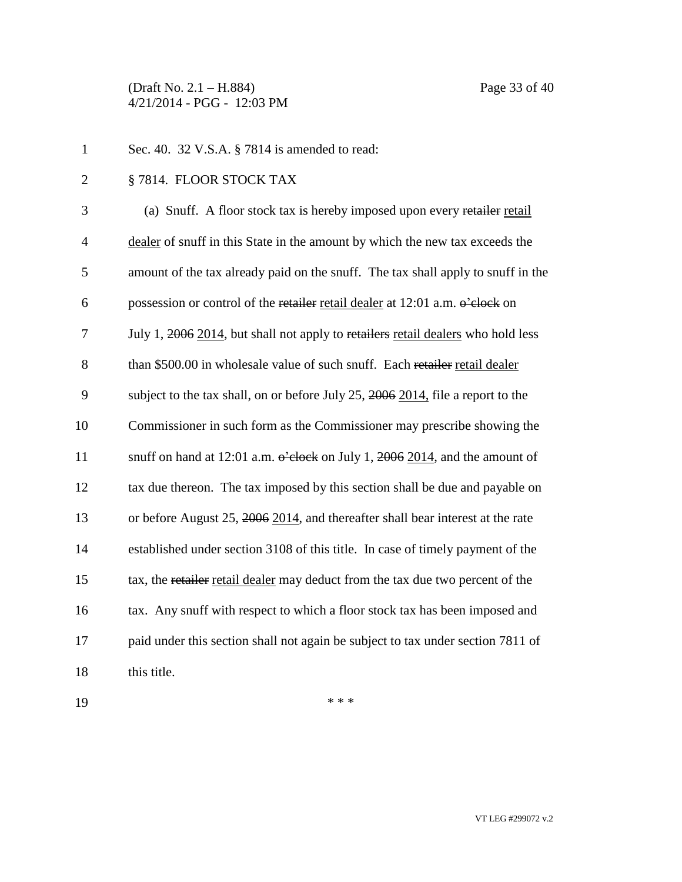Sec. 40. 32 V.S.A. § 7814 is amended to read:

§ 7814. FLOOR STOCK TAX

(a) Snuff. A floor stock tax is hereby imposed upon every ~~retailer~~ retail dealer of snuff in this State in the amount by which the new tax exceeds the amount of the tax already paid on the snuff. The tax shall apply to snuff in the possession or control of the ~~retailer~~ retail dealer at 12:01 a.m. ~~o'clock~~ on July 1, ~~2006~~ 2014, but shall not apply to ~~retailers~~ retail dealers who hold less than $500.00 in wholesale value of such snuff. Each ~~retailer~~ retail dealer subject to the tax shall, on or before July 25, ~~2006~~ 2014, file a report to the Commissioner in such form as the Commissioner may prescribe showing the snuff on hand at 12:01 a.m. ~~o'clock~~ on July 1, ~~2006~~ 2014, and the amount of tax due thereon. The tax imposed by this section shall be due and payable on or before August 25, ~~2006~~ 2014, and thereafter shall bear interest at the rate established under section 3108 of this title. In case of timely payment of the tax, the ~~retailer~~ retail dealer may deduct from the tax due two percent of the tax. Any snuff with respect to which a floor stock tax has been imposed and paid under this section shall not again be subject to tax under section 7811 of this title.

\* \* \*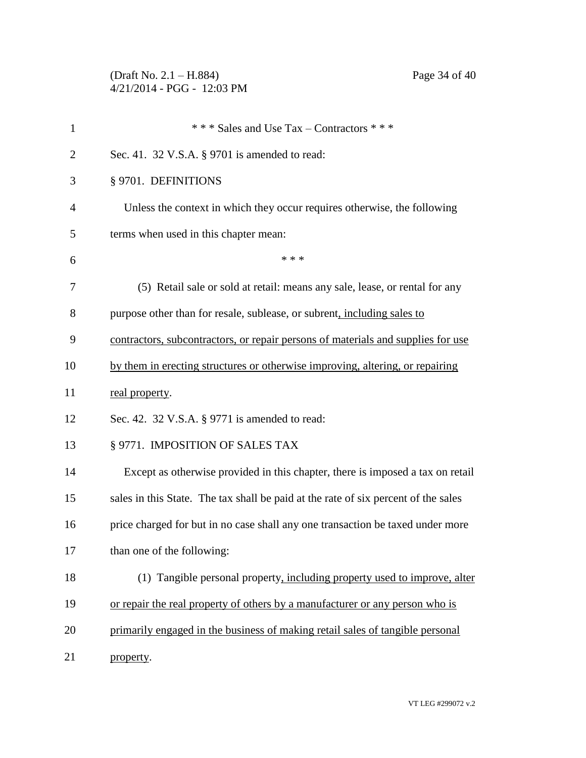\* \* \* Sales and Use Tax – Contractors \* \* \*

Sec. 41. 32 V.S.A. § 9701 is amended to read:

§ 9701. DEFINITIONS

Unless the context in which they occur requires otherwise, the following terms when used in this chapter mean:

\* \* \*

(5) Retail sale or sold at retail: means any sale, lease, or rental for any purpose other than for resale, sublease, or subrent, including sales to contractors, subcontractors, or repair persons of materials and supplies for use by them in erecting structures or otherwise improving, altering, or repairing real property.

Sec. 42. 32 V.S.A. § 9771 is amended to read:

§ 9771. IMPOSITION OF SALES TAX

Except as otherwise provided in this chapter, there is imposed a tax on retail sales in this State. The tax shall be paid at the rate of six percent of the sales price charged for but in no case shall any one transaction be taxed under more than one of the following:

(1) Tangible personal property, including property used to improve, alter or repair the real property of others by a manufacturer or any person who is primarily engaged in the business of making retail sales of tangible personal property.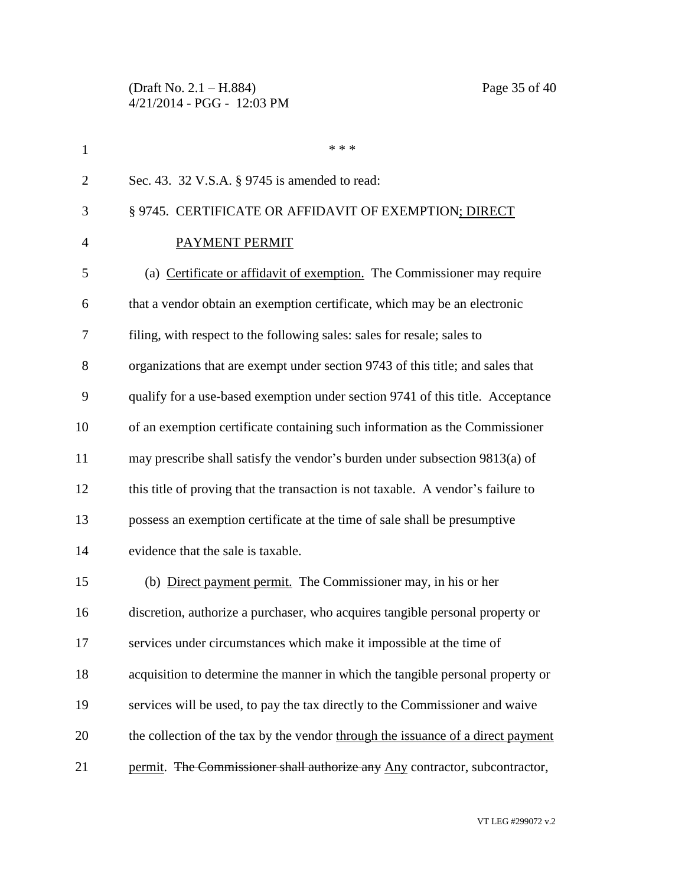\* \* \*

Sec. 43. 32 V.S.A. § 9745 is amended to read:

§ 9745. CERTIFICATE OR AFFIDAVIT OF EXEMPTION; DIRECT PAYMENT PERMIT

(a) Certificate or affidavit of exemption. The Commissioner may require that a vendor obtain an exemption certificate, which may be an electronic filing, with respect to the following sales: sales for resale; sales to organizations that are exempt under section 9743 of this title; and sales that qualify for a use-based exemption under section 9741 of this title. Acceptance of an exemption certificate containing such information as the Commissioner may prescribe shall satisfy the vendor's burden under subsection 9813(a) of this title of proving that the transaction is not taxable. A vendor's failure to possess an exemption certificate at the time of sale shall be presumptive evidence that the sale is taxable.

(b) Direct payment permit. The Commissioner may, in his or her discretion, authorize a purchaser, who acquires tangible personal property or services under circumstances which make it impossible at the time of acquisition to determine the manner in which the tangible personal property or services will be used, to pay the tax directly to the Commissioner and waive the collection of the tax by the vendor through the issuance of a direct payment permit. ~~The Commissioner shall authorize any~~ Any contractor, subcontractor,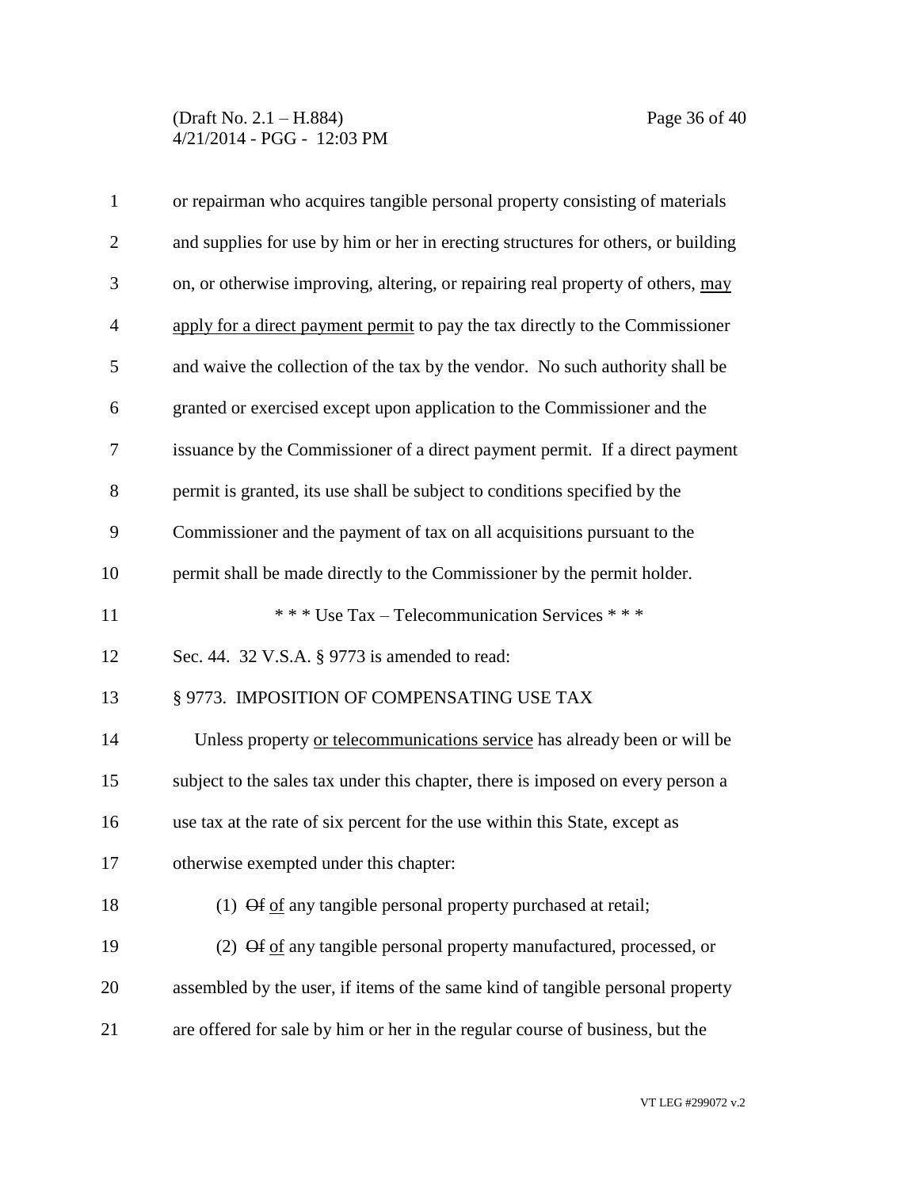or repairman who acquires tangible personal property consisting of materials and supplies for use by him or her in erecting structures for others, or building on, or otherwise improving, altering, or repairing real property of others, <u>may apply for a direct payment permit</u> to pay the tax directly to the Commissioner and waive the collection of the tax by the vendor. No such authority shall be granted or exercised except upon application to the Commissioner and the issuance by the Commissioner of a direct payment permit. If a direct payment permit is granted, its use shall be subject to conditions specified by the Commissioner and the payment of tax on all acquisitions pursuant to the permit shall be made directly to the Commissioner by the permit holder.

\* \* \* Use Tax – Telecommunication Services \* \* \*

Sec. 44. 32 V.S.A. § 9773 is amended to read:

§ 9773. IMPOSITION OF COMPENSATING USE TAX

Unless property <u>or telecommunications service</u> has already been or will be subject to the sales tax under this chapter, there is imposed on every person a use tax at the rate of six percent for the use within this State, except as otherwise exempted under this chapter:

(1) ~~Of~~ <u>of</u> any tangible personal property purchased at retail;

(2) ~~Of~~ <u>of</u> any tangible personal property manufactured, processed, or assembled by the user, if items of the same kind of tangible personal property are offered for sale by him or her in the regular course of business, but the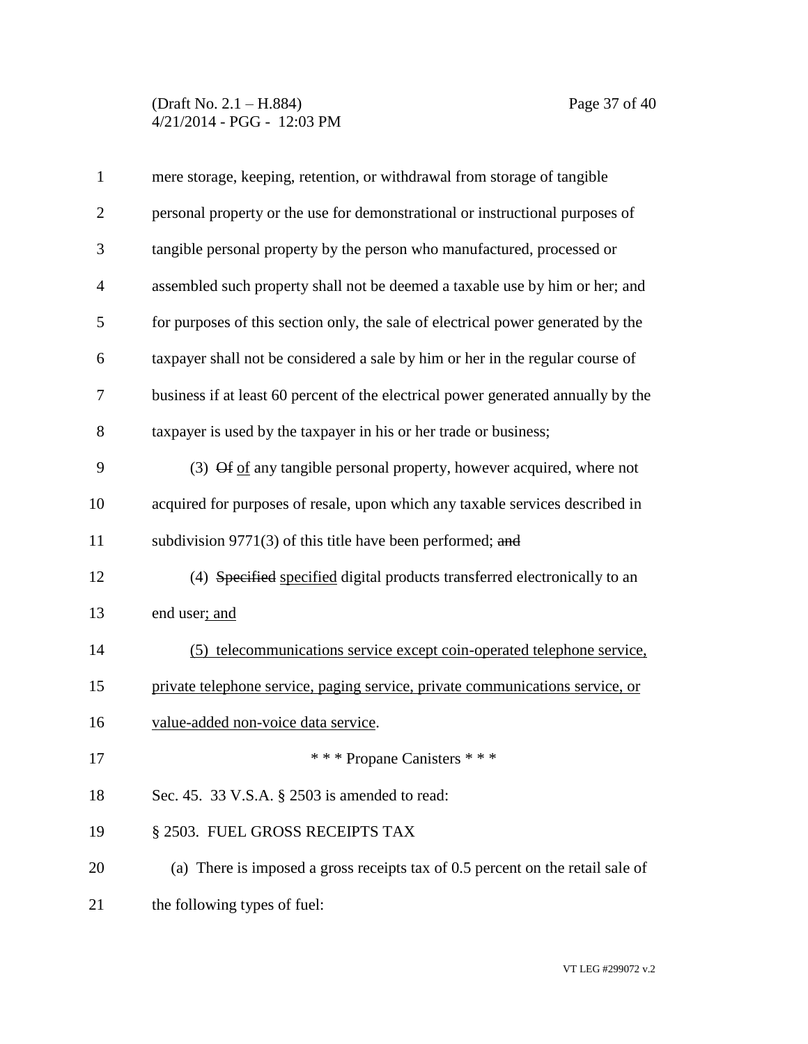mere storage, keeping, retention, or withdrawal from storage of tangible personal property or the use for demonstrational or instructional purposes of tangible personal property by the person who manufactured, processed or assembled such property shall not be deemed a taxable use by him or her; and for purposes of this section only, the sale of electrical power generated by the taxpayer shall not be considered a sale by him or her in the regular course of business if at least 60 percent of the electrical power generated annually by the taxpayer is used by the taxpayer in his or her trade or business;

(3) ~~Of~~ of any tangible personal property, however acquired, where not acquired for purposes of resale, upon which any taxable services described in subdivision 9771(3) of this title have been performed; ~~and~~

(4) ~~Specified~~ specified digital products transferred electronically to an end user; and

(5) telecommunications service except coin-operated telephone service, private telephone service, paging service, private communications service, or value-added non-voice data service.

\* \* \* Propane Canisters \* \* \*

Sec. 45. 33 V.S.A. § 2503 is amended to read:

§ 2503. FUEL GROSS RECEIPTS TAX

(a) There is imposed a gross receipts tax of 0.5 percent on the retail sale of the following types of fuel: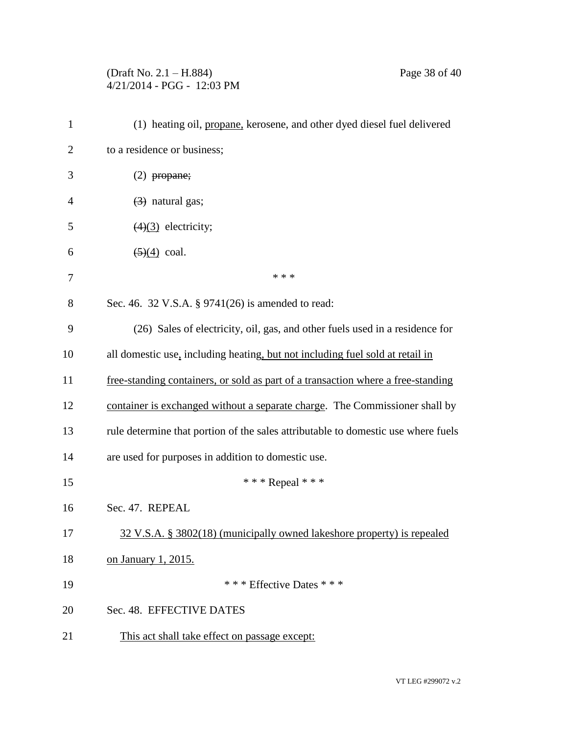(1) heating oil, propane, kerosene, and other dyed diesel fuel delivered to a residence or business;

(2) ~~propane;~~

~~(3)~~ natural gas;

~~(4)~~(3) electricity;

~~(5)~~(4) coal.

\* \* \*

Sec. 46. 32 V.S.A. § 9741(26) is amended to read:

(26) Sales of electricity, oil, gas, and other fuels used in a residence for all domestic use, including heating, but not including fuel sold at retail in free-standing containers, or sold as part of a transaction where a free-standing container is exchanged without a separate charge. The Commissioner shall by rule determine that portion of the sales attributable to domestic use where fuels are used for purposes in addition to domestic use.

\* \* \* Repeal \* \* \*

Sec. 47. REPEAL

32 V.S.A. § 3802(18) (municipally owned lakeshore property) is repealed on January 1, 2015.

\* \* \* Effective Dates \* \* \*

Sec. 48. EFFECTIVE DATES

This act shall take effect on passage except: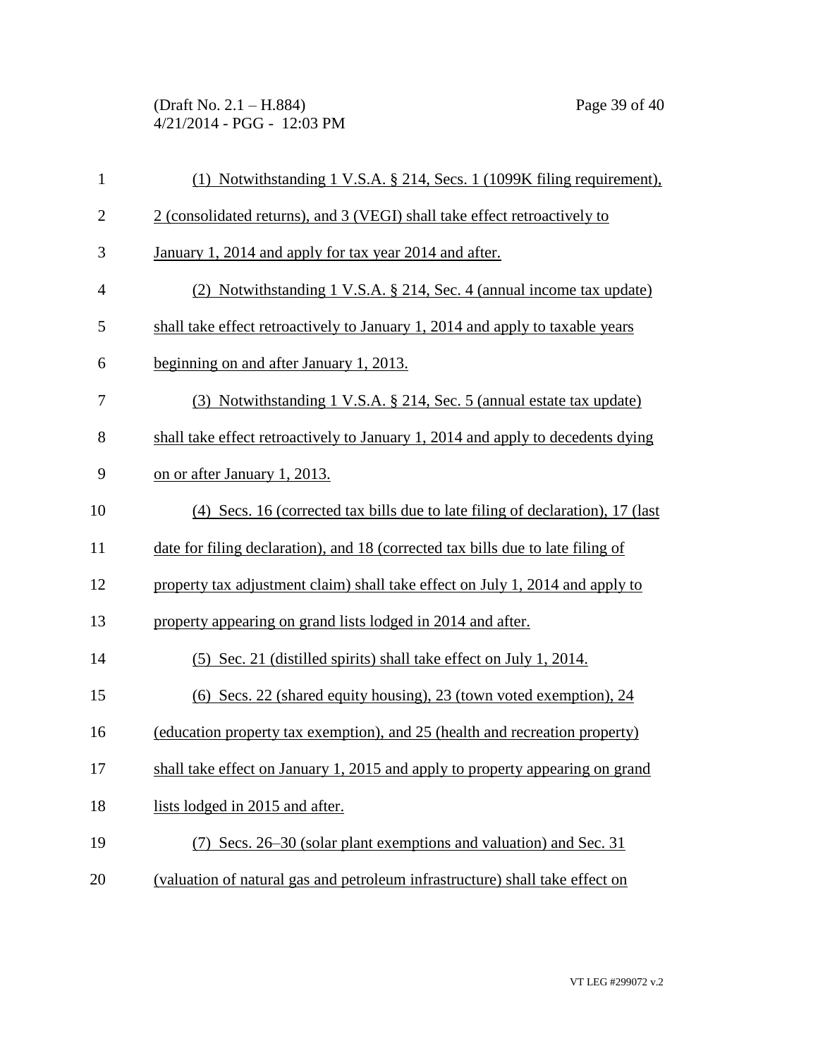(1) Notwithstanding 1 V.S.A. § 214, Secs. 1 (1099K filing requirement), 2 (consolidated returns), and 3 (VEGI) shall take effect retroactively to January 1, 2014 and apply for tax year 2014 and after.

(2) Notwithstanding 1 V.S.A. § 214, Sec. 4 (annual income tax update) shall take effect retroactively to January 1, 2014 and apply to taxable years beginning on and after January 1, 2013.

(3) Notwithstanding 1 V.S.A. § 214, Sec. 5 (annual estate tax update) shall take effect retroactively to January 1, 2014 and apply to decedents dying on or after January 1, 2013.

(4) Secs. 16 (corrected tax bills due to late filing of declaration), 17 (last date for filing declaration), and 18 (corrected tax bills due to late filing of property tax adjustment claim) shall take effect on July 1, 2014 and apply to property appearing on grand lists lodged in 2014 and after.

(5) Sec. 21 (distilled spirits) shall take effect on July 1, 2014.

(6) Secs. 22 (shared equity housing), 23 (town voted exemption), 24 (education property tax exemption), and 25 (health and recreation property) shall take effect on January 1, 2015 and apply to property appearing on grand lists lodged in 2015 and after.

(7) Secs. 26–30 (solar plant exemptions and valuation) and Sec. 31 (valuation of natural gas and petroleum infrastructure) shall take effect on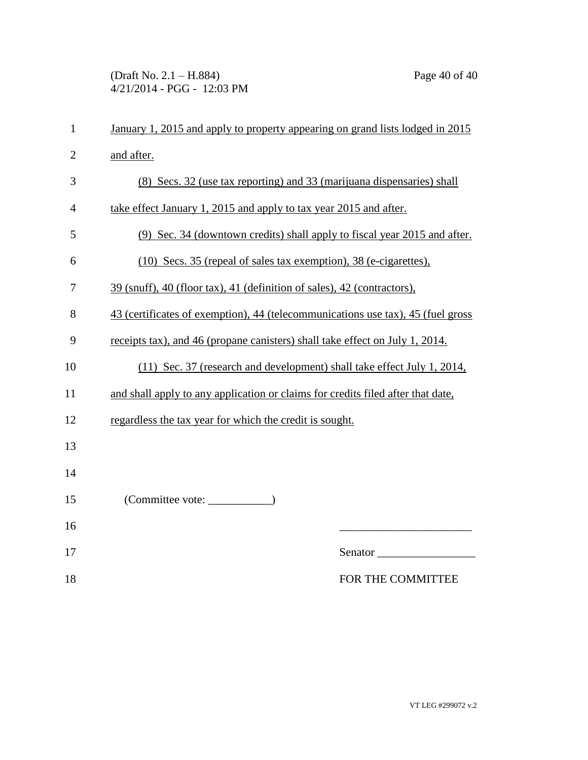January 1, 2015 and apply to property appearing on grand lists lodged in 2015 and after.

(8) Secs. 32 (use tax reporting) and 33 (marijuana dispensaries) shall take effect January 1, 2015 and apply to tax year 2015 and after.

(9) Sec. 34 (downtown credits) shall apply to fiscal year 2015 and after.

(10) Secs. 35 (repeal of sales tax exemption), 38 (e-cigarettes), 39 (snuff), 40 (floor tax), 41 (definition of sales), 42 (contractors), 43 (certificates of exemption), 44 (telecommunications use tax), 45 (fuel gross receipts tax), and 46 (propane canisters) shall take effect on July 1, 2014.

(11) Sec. 37 (research and development) shall take effect July 1, 2014, and shall apply to any application or claims for credits filed after that date, regardless the tax year for which the credit is sought.

(Committee vote: ___________)

_______________________

Senator _________________

FOR THE COMMITTEE